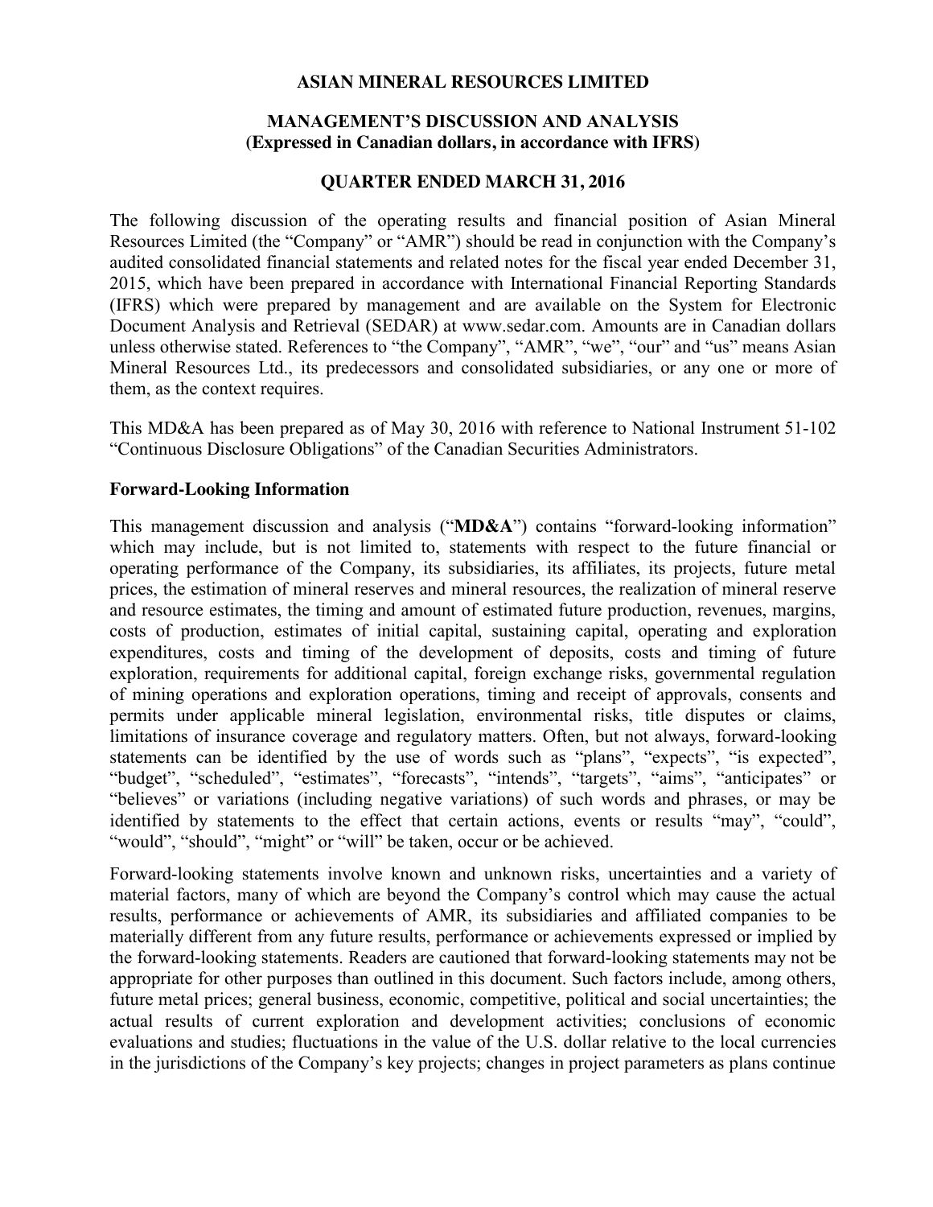# ASIAN MINERAL RESOURCES LIMITED

## MANAGEMENT'S DISCUSSION AND ANALYSIS
**(Expressed in Canadian dollars, in accordance with IFRS)**

## QUARTER ENDED MARCH 31, 2016

The following discussion of the operating results and financial position of Asian Mineral Resources Limited (the "Company" or "AMR") should be read in conjunction with the Company's audited consolidated financial statements and related notes for the fiscal year ended December 31, 2015, which have been prepared in accordance with International Financial Reporting Standards (IFRS) which were prepared by management and are available on the System for Electronic Document Analysis and Retrieval (SEDAR) at www.sedar.com. Amounts are in Canadian dollars unless otherwise stated. References to "the Company", "AMR", "we", "our" and "us" means Asian Mineral Resources Ltd., its predecessors and consolidated subsidiaries, or any one or more of them, as the context requires.

This MD&A has been prepared as of May 30, 2016 with reference to National Instrument 51-102 "Continuous Disclosure Obligations" of the Canadian Securities Administrators.

### Forward-Looking Information

This management discussion and analysis ("**MD&A**") contains "forward-looking information" which may include, but is not limited to, statements with respect to the future financial or operating performance of the Company, its subsidiaries, its affiliates, its projects, future metal prices, the estimation of mineral reserves and mineral resources, the realization of mineral reserve and resource estimates, the timing and amount of estimated future production, revenues, margins, costs of production, estimates of initial capital, sustaining capital, operating and exploration expenditures, costs and timing of the development of deposits, costs and timing of future exploration, requirements for additional capital, foreign exchange risks, governmental regulation of mining operations and exploration operations, timing and receipt of approvals, consents and permits under applicable mineral legislation, environmental risks, title disputes or claims, limitations of insurance coverage and regulatory matters. Often, but not always, forward-looking statements can be identified by the use of words such as "plans", "expects", "is expected", "budget", "scheduled", "estimates", "forecasts", "intends", "targets", "aims", "anticipates" or "believes" or variations (including negative variations) of such words and phrases, or may be identified by statements to the effect that certain actions, events or results "may", "could", "would", "should", "might" or "will" be taken, occur or be achieved.

Forward-looking statements involve known and unknown risks, uncertainties and a variety of material factors, many of which are beyond the Company's control which may cause the actual results, performance or achievements of AMR, its subsidiaries and affiliated companies to be materially different from any future results, performance or achievements expressed or implied by the forward-looking statements. Readers are cautioned that forward-looking statements may not be appropriate for other purposes than outlined in this document. Such factors include, among others, future metal prices; general business, economic, competitive, political and social uncertainties; the actual results of current exploration and development activities; conclusions of economic evaluations and studies; fluctuations in the value of the U.S. dollar relative to the local currencies in the jurisdictions of the Company's key projects; changes in project parameters as plans continue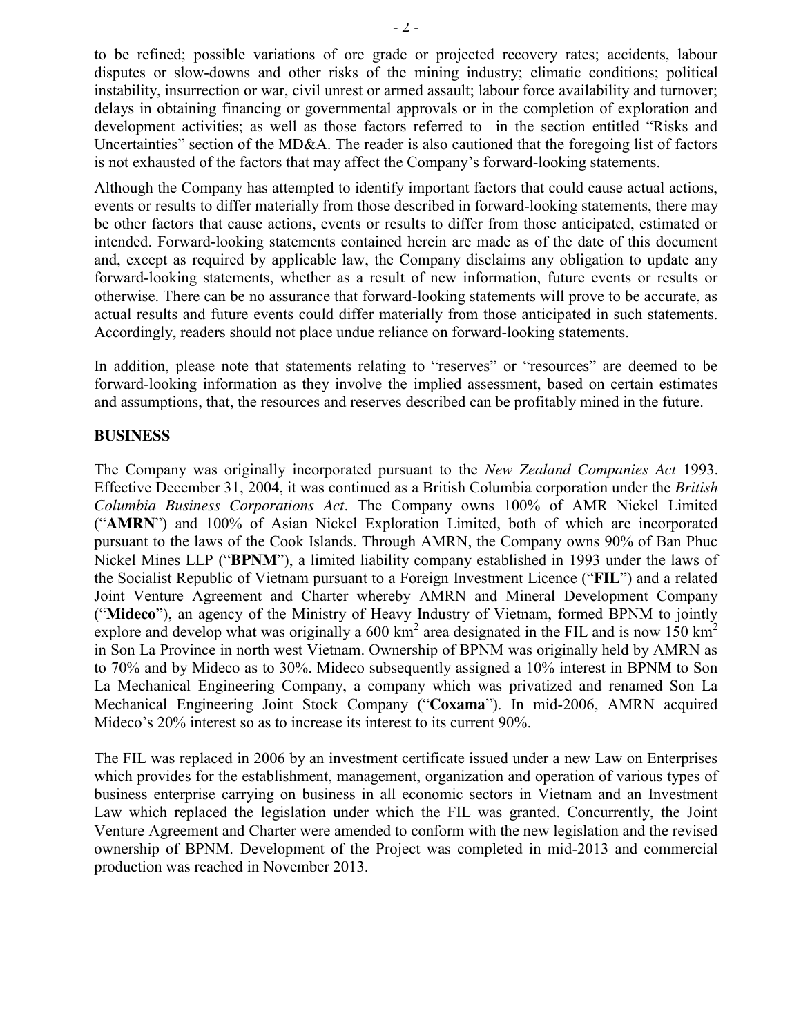to be refined; possible variations of ore grade or projected recovery rates; accidents, labour disputes or slow-downs and other risks of the mining industry; climatic conditions; political instability, insurrection or war, civil unrest or armed assault; labour force availability and turnover; delays in obtaining financing or governmental approvals or in the completion of exploration and development activities; as well as those factors referred to in the section entitled "Risks and Uncertainties" section of the MD&A. The reader is also cautioned that the foregoing list of factors is not exhausted of the factors that may affect the Company's forward-looking statements.

Although the Company has attempted to identify important factors that could cause actual actions, events or results to differ materially from those described in forward-looking statements, there may be other factors that cause actions, events or results to differ from those anticipated, estimated or intended. Forward-looking statements contained herein are made as of the date of this document and, except as required by applicable law, the Company disclaims any obligation to update any forward-looking statements, whether as a result of new information, future events or results or otherwise. There can be no assurance that forward-looking statements will prove to be accurate, as actual results and future events could differ materially from those anticipated in such statements. Accordingly, readers should not place undue reliance on forward-looking statements.

In addition, please note that statements relating to "reserves" or "resources" are deemed to be forward-looking information as they involve the implied assessment, based on certain estimates and assumptions, that, the resources and reserves described can be profitably mined in the future.

## BUSINESS

The Company was originally incorporated pursuant to the *New Zealand Companies Act* 1993. Effective December 31, 2004, it was continued as a British Columbia corporation under the *British Columbia Business Corporations Act*. The Company owns 100% of AMR Nickel Limited ("**AMRN**") and 100% of Asian Nickel Exploration Limited, both of which are incorporated pursuant to the laws of the Cook Islands. Through AMRN, the Company owns 90% of Ban Phuc Nickel Mines LLP ("**BPNM**"), a limited liability company established in 1993 under the laws of the Socialist Republic of Vietnam pursuant to a Foreign Investment Licence ("**FIL**") and a related Joint Venture Agreement and Charter whereby AMRN and Mineral Development Company ("**Mideco**"), an agency of the Ministry of Heavy Industry of Vietnam, formed BPNM to jointly explore and develop what was originally a 600 $km^2$ area designated in the FIL and is now 150 $km^2$ in Son La Province in north west Vietnam. Ownership of BPNM was originally held by AMRN as to 70% and by Mideco as to 30%. Mideco subsequently assigned a 10% interest in BPNM to Son La Mechanical Engineering Company, a company which was privatized and renamed Son La Mechanical Engineering Joint Stock Company ("**Coxama**"). In mid-2006, AMRN acquired Mideco's 20% interest so as to increase its interest to its current 90%.

The FIL was replaced in 2006 by an investment certificate issued under a new Law on Enterprises which provides for the establishment, management, organization and operation of various types of business enterprise carrying on business in all economic sectors in Vietnam and an Investment Law which replaced the legislation under which the FIL was granted. Concurrently, the Joint Venture Agreement and Charter were amended to conform with the new legislation and the revised ownership of BPNM. Development of the Project was completed in mid-2013 and commercial production was reached in November 2013.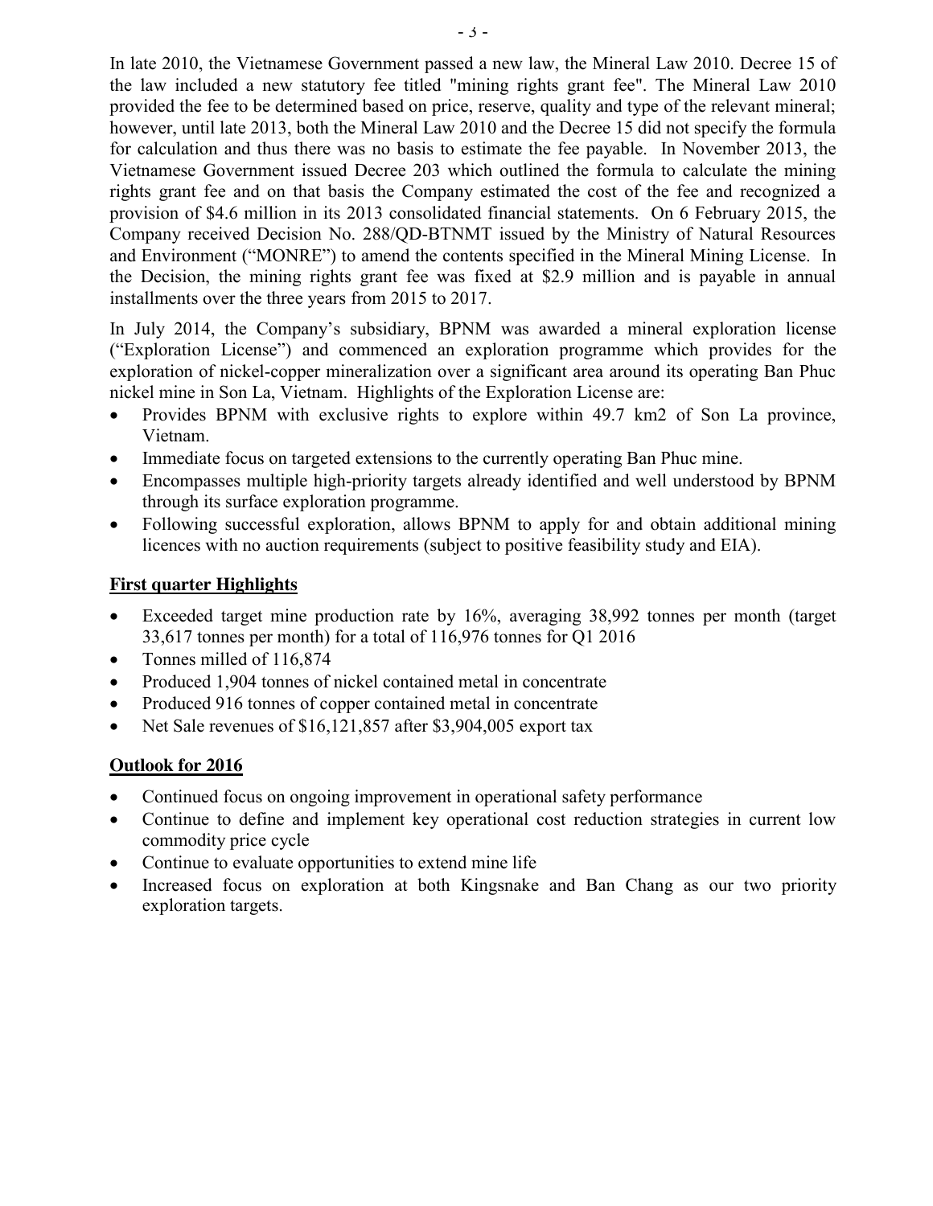In late 2010, the Vietnamese Government passed a new law, the Mineral Law 2010. Decree 15 of the law included a new statutory fee titled "mining rights grant fee". The Mineral Law 2010 provided the fee to be determined based on price, reserve, quality and type of the relevant mineral; however, until late 2013, both the Mineral Law 2010 and the Decree 15 did not specify the formula for calculation and thus there was no basis to estimate the fee payable. In November 2013, the Vietnamese Government issued Decree 203 which outlined the formula to calculate the mining rights grant fee and on that basis the Company estimated the cost of the fee and recognized a provision of $4.6 million in its 2013 consolidated financial statements. On 6 February 2015, the Company received Decision No. 288/QD-BTNMT issued by the Ministry of Natural Resources and Environment ("MONRE") to amend the contents specified in the Mineral Mining License. In the Decision, the mining rights grant fee was fixed at $2.9 million and is payable in annual installments over the three years from 2015 to 2017.

In July 2014, the Company's subsidiary, BPNM was awarded a mineral exploration license ("Exploration License") and commenced an exploration programme which provides for the exploration of nickel-copper mineralization over a significant area around its operating Ban Phuc nickel mine in Son La, Vietnam. Highlights of the Exploration License are:

- Provides BPNM with exclusive rights to explore within 49.7 km2 of Son La province, Vietnam.
- Immediate focus on targeted extensions to the currently operating Ban Phuc mine.
- Encompasses multiple high-priority targets already identified and well understood by BPNM through its surface exploration programme.
- Following successful exploration, allows BPNM to apply for and obtain additional mining licences with no auction requirements (subject to positive feasibility study and EIA).

## First quarter Highlights

- Exceeded target mine production rate by 16%, averaging 38,992 tonnes per month (target 33,617 tonnes per month) for a total of 116,976 tonnes for Q1 2016
- Tonnes milled of 116,874
- Produced 1,904 tonnes of nickel contained metal in concentrate
- Produced 916 tonnes of copper contained metal in concentrate
- Net Sale revenues of $16,121,857 after $3,904,005 export tax

## Outlook for 2016

- Continued focus on ongoing improvement in operational safety performance
- Continue to define and implement key operational cost reduction strategies in current low commodity price cycle
- Continue to evaluate opportunities to extend mine life
- Increased focus on exploration at both Kingsnake and Ban Chang as our two priority exploration targets.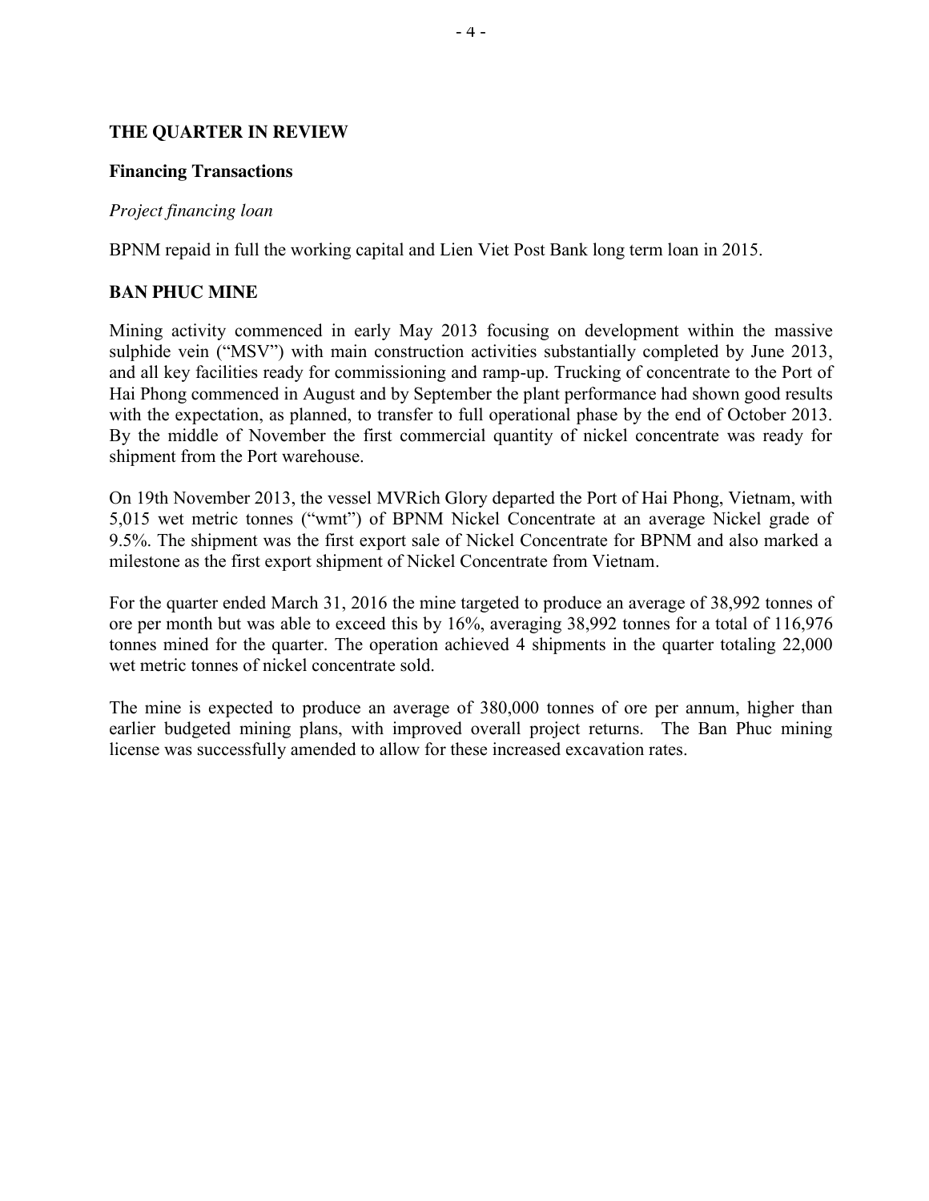## THE QUARTER IN REVIEW

### Financing Transactions

*Project financing loan*

BPNM repaid in full the working capital and Lien Viet Post Bank long term loan in 2015.

## BAN PHUC MINE

Mining activity commenced in early May 2013 focusing on development within the massive sulphide vein ("MSV") with main construction activities substantially completed by June 2013, and all key facilities ready for commissioning and ramp-up. Trucking of concentrate to the Port of Hai Phong commenced in August and by September the plant performance had shown good results with the expectation, as planned, to transfer to full operational phase by the end of October 2013. By the middle of November the first commercial quantity of nickel concentrate was ready for shipment from the Port warehouse.

On 19th November 2013, the vessel MVRich Glory departed the Port of Hai Phong, Vietnam, with 5,015 wet metric tonnes ("wmt") of BPNM Nickel Concentrate at an average Nickel grade of 9.5%. The shipment was the first export sale of Nickel Concentrate for BPNM and also marked a milestone as the first export shipment of Nickel Concentrate from Vietnam.

For the quarter ended March 31, 2016 the mine targeted to produce an average of 38,992 tonnes of ore per month but was able to exceed this by 16%, averaging 38,992 tonnes for a total of 116,976 tonnes mined for the quarter. The operation achieved 4 shipments in the quarter totaling 22,000 wet metric tonnes of nickel concentrate sold.

The mine is expected to produce an average of 380,000 tonnes of ore per annum, higher than earlier budgeted mining plans, with improved overall project returns. The Ban Phuc mining license was successfully amended to allow for these increased excavation rates.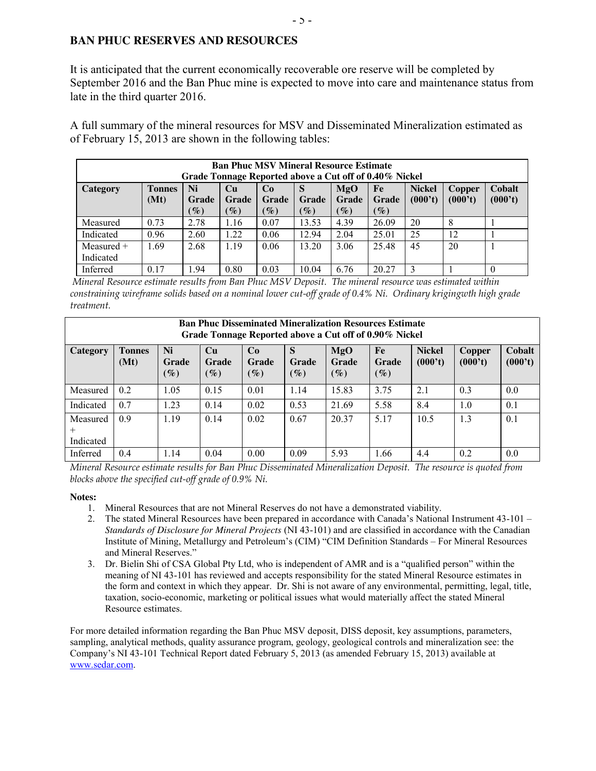## BAN PHUC RESERVES AND RESOURCES

It is anticipated that the current economically recoverable ore reserve will be completed by September 2016 and the Ban Phuc mine is expected to move into care and maintenance status from late in the third quarter 2016.

A full summary of the mineral resources for MSV and Disseminated Mineralization estimated as of February 15, 2013 are shown in the following tables:

| **Ban Phuc MSV Mineral Resource Estimate Grade Tonnage Reported above a Cut off of 0.40% Nickel** | | | | | | | | | | |
|---|---|---|---|---|---|---|---|---|---|---|
| **Category** | **Tonnes (Mt)** | **Ni Grade (%)** | **Cu Grade (%)** | **Co Grade (%)** | **S Grade (%)** | **MgO Grade (%)** | **Fe Grade (%)** | **Nickel (000't)** | **Copper (000't)** | **Cobalt (000't)** |
| Measured | 0.73 | 2.78 | 1.16 | 0.07 | 13.53 | 4.39 | 26.09 | 20 | 8 | 1 |
| Indicated | 0.96 | 2.60 | 1.22 | 0.06 | 12.94 | 2.04 | 25.01 | 25 | 12 | 1 |
| Measured + Indicated | 1.69 | 2.68 | 1.19 | 0.06 | 13.20 | 3.06 | 25.48 | 45 | 20 | 1 |
| Inferred | 0.17 | 1.94 | 0.80 | 0.03 | 10.04 | 6.76 | 20.27 | 3 | 1 | 0 |

*Mineral Resource estimate results from Ban Phuc MSV Deposit. The mineral resource was estimated within constraining wireframe solids based on a nominal lower cut-off grade of 0.4% Ni. Ordinary krigingwth high grade treatment.*

| **Ban Phuc Disseminated Mineralization Resources Estimate Grade Tonnage Reported above a Cut off of 0.90% Nickel** | | | | | | | | | | |
|---|---|---|---|---|---|---|---|---|---|---|
| **Category** | **Tonnes (Mt)** | **Ni Grade (%)** | **Cu Grade (%)** | **Co Grade (%)** | **S Grade (%)** | **MgO Grade (%)** | **Fe Grade (%)** | **Nickel (000't)** | **Copper (000't)** | **Cobalt (000't)** |
| Measured | 0.2 | 1.05 | 0.15 | 0.01 | 1.14 | 15.83 | 3.75 | 2.1 | 0.3 | 0.0 |
| Indicated | 0.7 | 1.23 | 0.14 | 0.02 | 0.53 | 21.69 | 5.58 | 8.4 | 1.0 | 0.1 |
| Measured + Indicated | 0.9 | 1.19 | 0.14 | 0.02 | 0.67 | 20.37 | 5.17 | 10.5 | 1.3 | 0.1 |
| Inferred | 0.4 | 1.14 | 0.04 | 0.00 | 0.09 | 5.93 | 1.66 | 4.4 | 0.2 | 0.0 |

*Mineral Resource estimate results for Ban Phuc Disseminated Mineralization Deposit. The resource is quoted from blocks above the specified cut-off grade of 0.9% Ni.*

**Notes:**

1. Mineral Resources that are not Mineral Reserves do not have a demonstrated viability.
2. The stated Mineral Resources have been prepared in accordance with Canada's National Instrument 43-101 – *Standards of Disclosure for Mineral Projects* (NI 43-101) and are classified in accordance with the Canadian Institute of Mining, Metallurgy and Petroleum's (CIM) "CIM Definition Standards – For Mineral Resources and Mineral Reserves."
3. Dr. Bielin Shi of CSA Global Pty Ltd, who is independent of AMR and is a "qualified person" within the meaning of NI 43-101 has reviewed and accepts responsibility for the stated Mineral Resource estimates in the form and context in which they appear. Dr. Shi is not aware of any environmental, permitting, legal, title, taxation, socio-economic, marketing or political issues what would materially affect the stated Mineral Resource estimates.

For more detailed information regarding the Ban Phuc MSV deposit, DISS deposit, key assumptions, parameters, sampling, analytical methods, quality assurance program, geology, geological controls and mineralization see: the Company's NI 43-101 Technical Report dated February 5, 2013 (as amended February 15, 2013) available at www.sedar.com.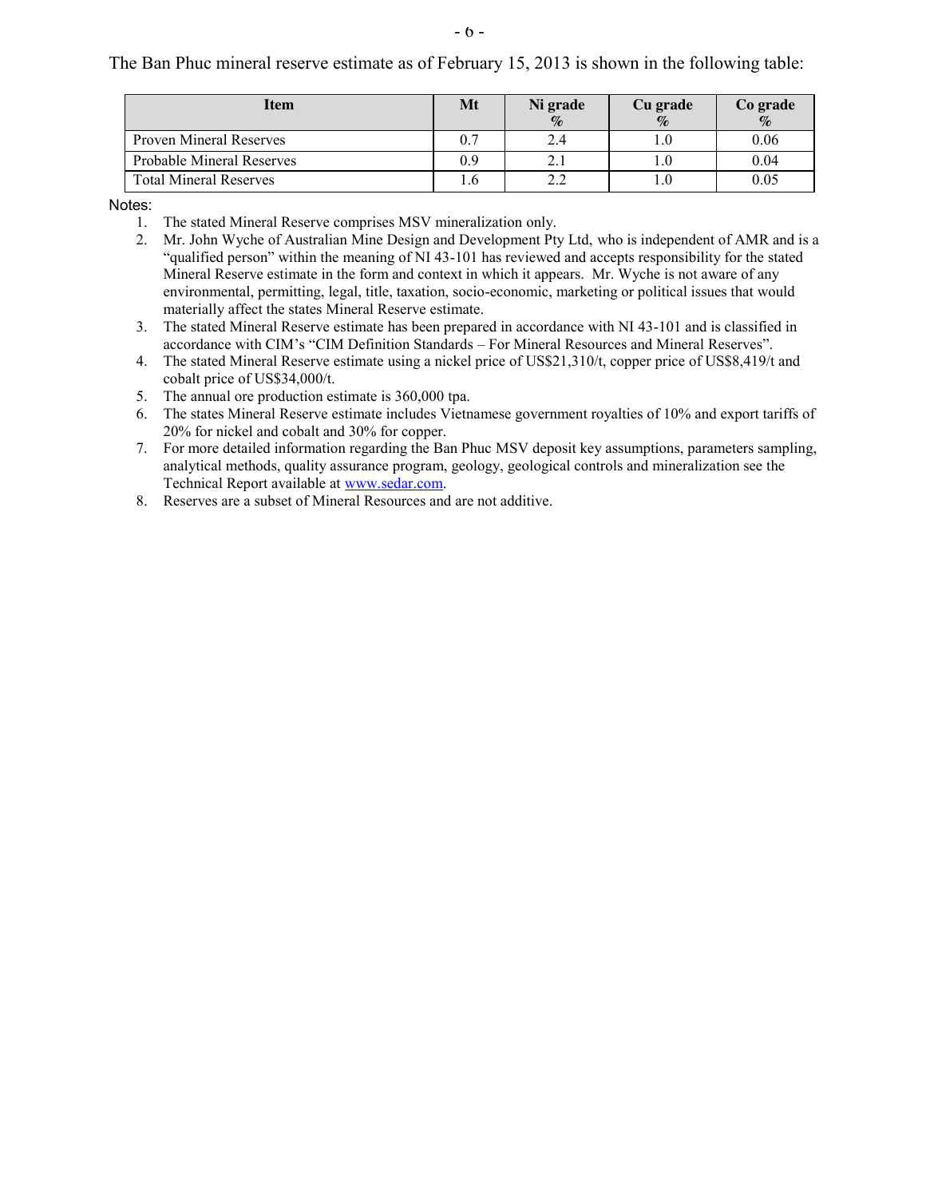The Ban Phuc mineral reserve estimate as of February 15, 2013 is shown in the following table:

| Item | Mt | Ni grade % | Cu grade % | Co grade % |
|---|---|---|---|---|
| Proven Mineral Reserves | 0.7 | 2.4 | 1.0 | 0.06 |
| Probable Mineral Reserves | 0.9 | 2.1 | 1.0 | 0.04 |
| Total Mineral Reserves | 1.6 | 2.2 | 1.0 | 0.05 |

Notes:

1. The stated Mineral Reserve comprises MSV mineralization only.
2. Mr. John Wyche of Australian Mine Design and Development Pty Ltd, who is independent of AMR and is a "qualified person" within the meaning of NI 43-101 has reviewed and accepts responsibility for the stated Mineral Reserve estimate in the form and context in which it appears. Mr. Wyche is not aware of any environmental, permitting, legal, title, taxation, socio-economic, marketing or political issues that would materially affect the states Mineral Reserve estimate.
3. The stated Mineral Reserve estimate has been prepared in accordance with NI 43-101 and is classified in accordance with CIM's "CIM Definition Standards – For Mineral Resources and Mineral Reserves".
4. The stated Mineral Reserve estimate using a nickel price of US$21,310/t, copper price of US$8,419/t and cobalt price of US$34,000/t.
5. The annual ore production estimate is 360,000 tpa.
6. The states Mineral Reserve estimate includes Vietnamese government royalties of 10% and export tariffs of 20% for nickel and cobalt and 30% for copper.
7. For more detailed information regarding the Ban Phuc MSV deposit key assumptions, parameters sampling, analytical methods, quality assurance program, geology, geological controls and mineralization see the Technical Report available at www.sedar.com.
8. Reserves are a subset of Mineral Resources and are not additive.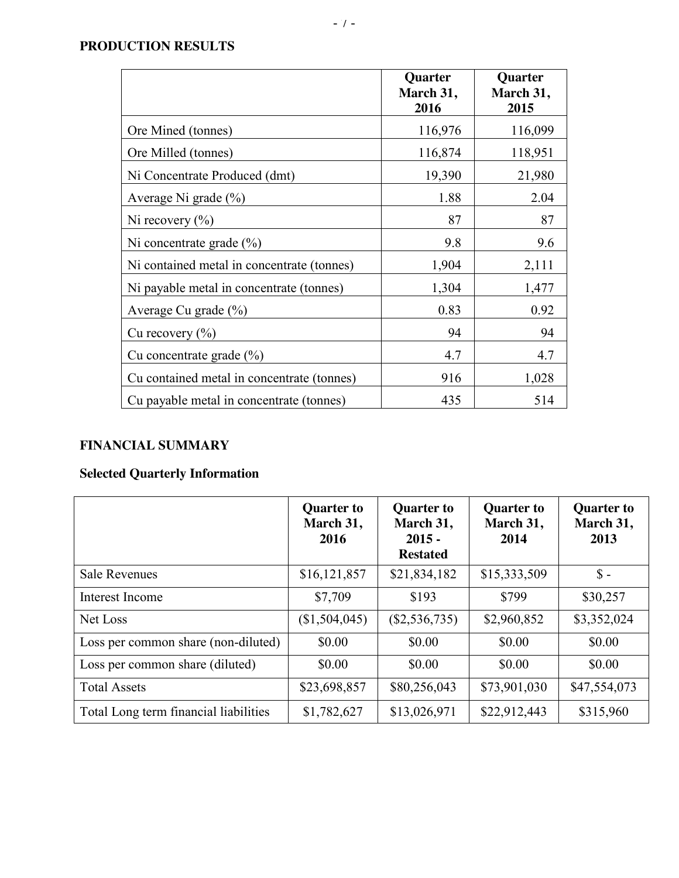## PRODUCTION RESULTS

| | Quarter March 31, 2016 | Quarter March 31, 2015 |
|---|---|---|
| Ore Mined (tonnes) | 116,976 | 116,099 |
| Ore Milled (tonnes) | 116,874 | 118,951 |
| Ni Concentrate Produced (dmt) | 19,390 | 21,980 |
| Average Ni grade (%) | 1.88 | 2.04 |
| Ni recovery (%) | 87 | 87 |
| Ni concentrate grade (%) | 9.8 | 9.6 |
| Ni contained metal in concentrate (tonnes) | 1,904 | 2,111 |
| Ni payable metal in concentrate (tonnes) | 1,304 | 1,477 |
| Average Cu grade (%) | 0.83 | 0.92 |
| Cu recovery (%) | 94 | 94 |
| Cu concentrate grade (%) | 4.7 | 4.7 |
| Cu contained metal in concentrate (tonnes) | 916 | 1,028 |
| Cu payable metal in concentrate (tonnes) | 435 | 514 |

## FINANCIAL SUMMARY

### Selected Quarterly Information

| | Quarter to March 31, 2016 | Quarter to March 31, 2015 - Restated | Quarter to March 31, 2014 | Quarter to March 31, 2013 |
|---|---|---|---|---|
| Sale Revenues | $16,121,857 | $21,834,182 | $15,333,509 | $ - |
| Interest Income | $7,709 | $193 | $799 | $30,257 |
| Net Loss | ($1,504,045) | ($2,536,735) | $2,960,852 | $3,352,024 |
| Loss per common share (non-diluted) | $0.00 | $0.00 | $0.00 | $0.00 |
| Loss per common share (diluted) | $0.00 | $0.00 | $0.00 | $0.00 |
| Total Assets | $23,698,857 | $80,256,043 | $73,901,030 | $47,554,073 |
| Total Long term financial liabilities | $1,782,627 | $13,026,971 | $22,912,443 | $315,960 |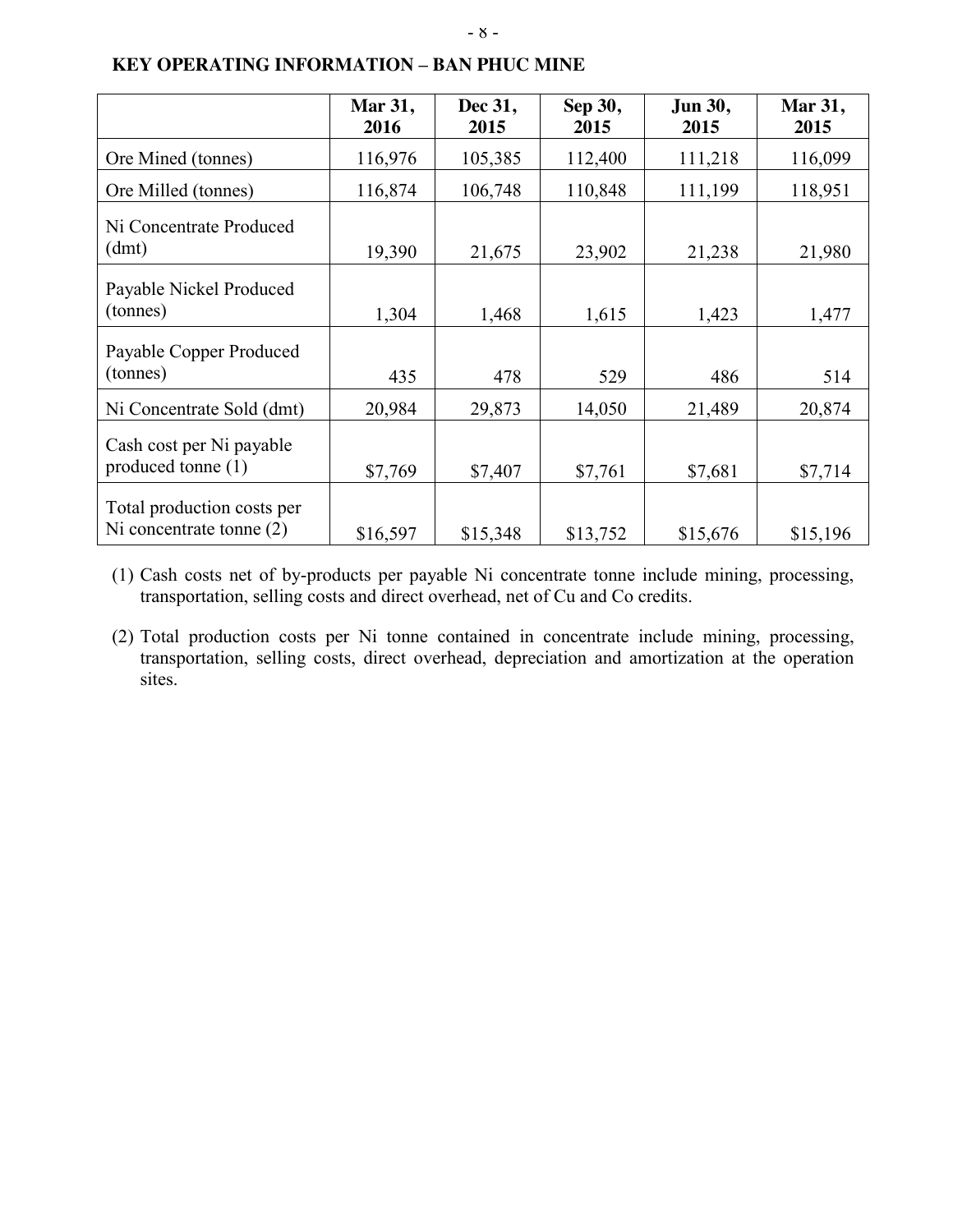**KEY OPERATING INFORMATION – BAN PHUC MINE**

| | Mar 31, 2016 | Dec 31, 2015 | Sep 30, 2015 | Jun 30, 2015 | Mar 31, 2015 |
|---|---|---|---|---|---|
| Ore Mined (tonnes) | 116,976 | 105,385 | 112,400 | 111,218 | 116,099 |
| Ore Milled (tonnes) | 116,874 | 106,748 | 110,848 | 111,199 | 118,951 |
| Ni Concentrate Produced (dmt) | 19,390 | 21,675 | 23,902 | 21,238 | 21,980 |
| Payable Nickel Produced (tonnes) | 1,304 | 1,468 | 1,615 | 1,423 | 1,477 |
| Payable Copper Produced (tonnes) | 435 | 478 | 529 | 486 | 514 |
| Ni Concentrate Sold (dmt) | 20,984 | 29,873 | 14,050 | 21,489 | 20,874 |
| Cash cost per Ni payable produced tonne (1) | $7,769 | $7,407 | $7,761 | $7,681 | $7,714 |
| Total production costs per Ni concentrate tonne (2) | $16,597 | $15,348 | $13,752 | $15,676 | $15,196 |

(1) Cash costs net of by-products per payable Ni concentrate tonne include mining, processing, transportation, selling costs and direct overhead, net of Cu and Co credits.

(2) Total production costs per Ni tonne contained in concentrate include mining, processing, transportation, selling costs, direct overhead, depreciation and amortization at the operation sites.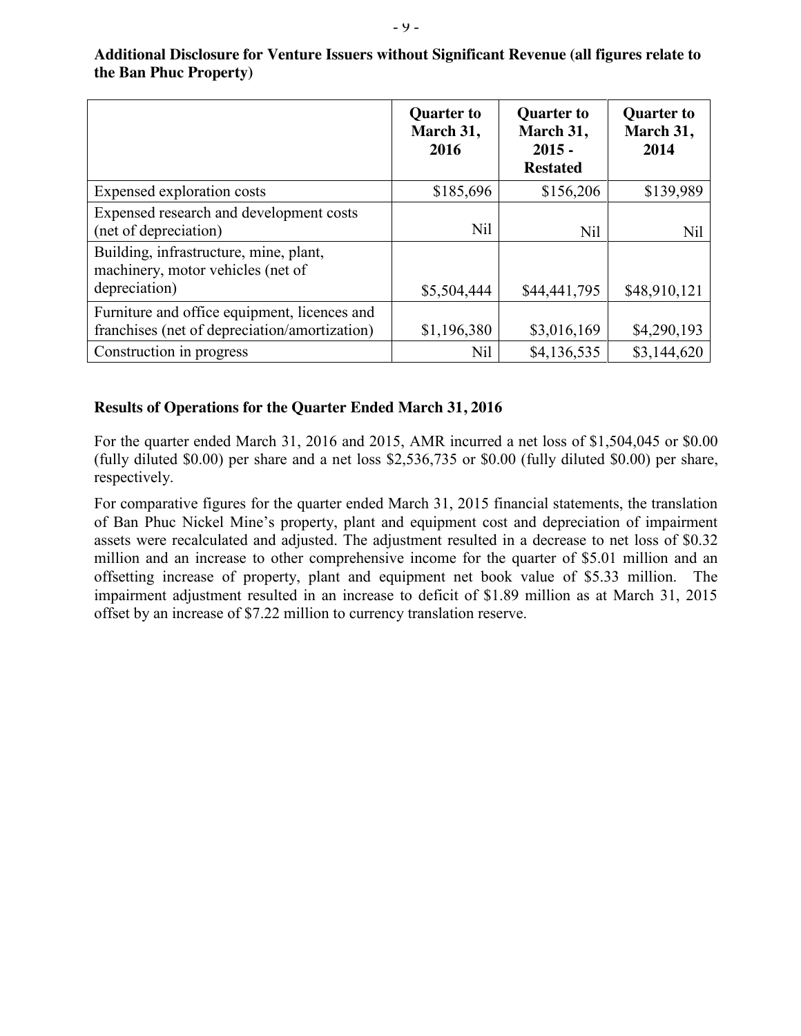**Additional Disclosure for Venture Issuers without Significant Revenue (all figures relate to the Ban Phuc Property)**

| | Quarter to March 31, 2016 | Quarter to March 31, 2015 - Restated | Quarter to March 31, 2014 |
|---|---|---|---|
| Expensed exploration costs | $185,696 | $156,206 | $139,989 |
| Expensed research and development costs (net of depreciation) | Nil | Nil | Nil |
| Building, infrastructure, mine, plant, machinery, motor vehicles (net of depreciation) | $5,504,444 | $44,441,795 | $48,910,121 |
| Furniture and office equipment, licences and franchises (net of depreciation/amortization) | $1,196,380 | $3,016,169 | $4,290,193 |
| Construction in progress | Nil | $4,136,535 | $3,144,620 |

**Results of Operations for the Quarter Ended March 31, 2016**

For the quarter ended March 31, 2016 and 2015, AMR incurred a net loss of $1,504,045 or $0.00 (fully diluted $0.00) per share and a net loss $2,536,735 or $0.00 (fully diluted $0.00) per share, respectively.

For comparative figures for the quarter ended March 31, 2015 financial statements, the translation of Ban Phuc Nickel Mine's property, plant and equipment cost and depreciation of impairment assets were recalculated and adjusted. The adjustment resulted in a decrease to net loss of $0.32 million and an increase to other comprehensive income for the quarter of $5.01 million and an offsetting increase of property, plant and equipment net book value of $5.33 million. The impairment adjustment resulted in an increase to deficit of $1.89 million as at March 31, 2015 offset by an increase of $7.22 million to currency translation reserve.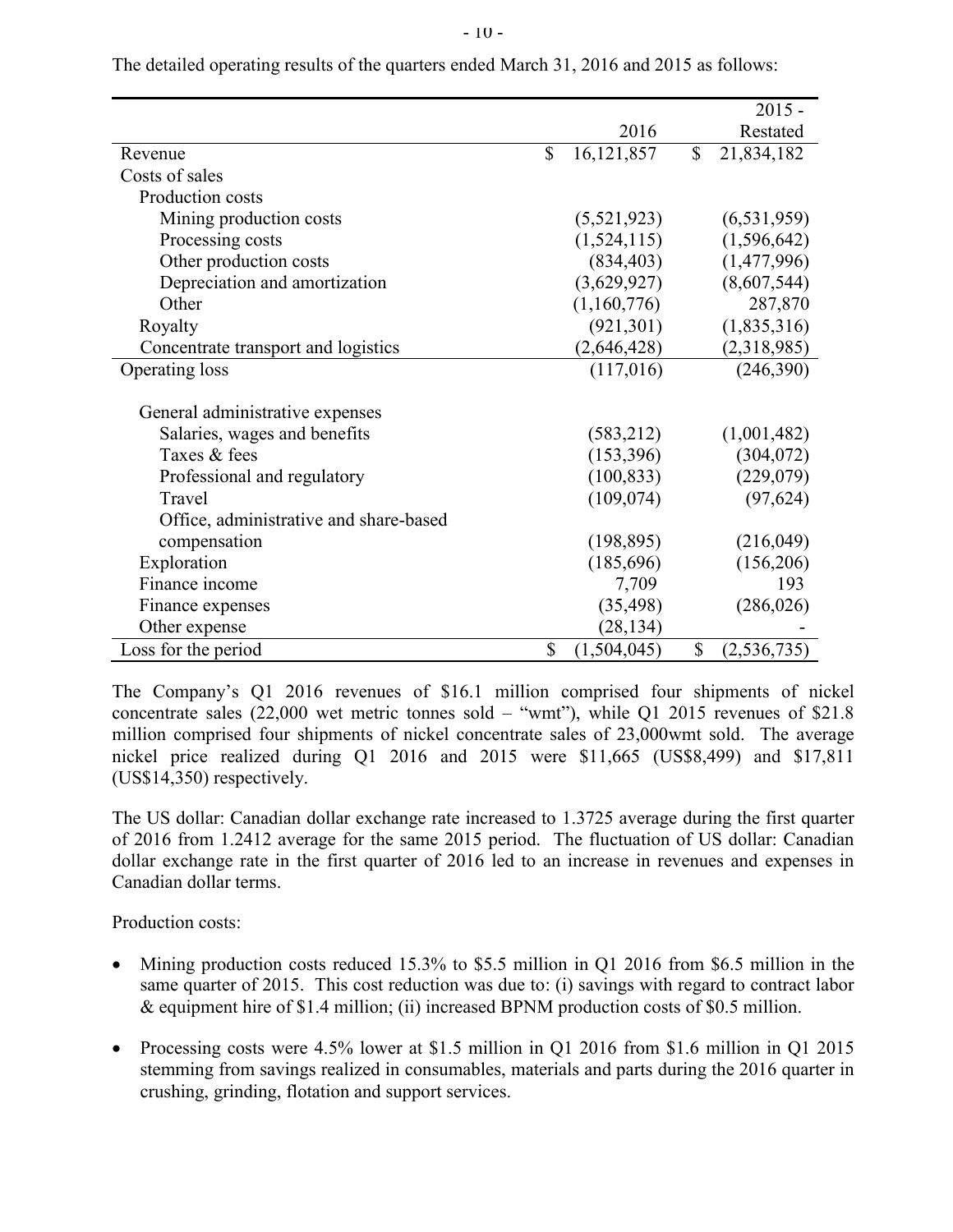The detailed operating results of the quarters ended March 31, 2016 and 2015 as follows:

| | 2016 | 2015 - Restated |
|---|---|---|
| Revenue | $ 16,121,857 | $ 21,834,182 |
| Costs of sales | | |
| Production costs | | |
| Mining production costs | (5,521,923) | (6,531,959) |
| Processing costs | (1,524,115) | (1,596,642) |
| Other production costs | (834,403) | (1,477,996) |
| Depreciation and amortization | (3,629,927) | (8,607,544) |
| Other | (1,160,776) | 287,870 |
| Royalty | (921,301) | (1,835,316) |
| Concentrate transport and logistics | (2,646,428) | (2,318,985) |
| Operating loss | (117,016) | (246,390) |
| General administrative expenses | | |
| Salaries, wages and benefits | (583,212) | (1,001,482) |
| Taxes & fees | (153,396) | (304,072) |
| Professional and regulatory | (100,833) | (229,079) |
| Travel | (109,074) | (97,624) |
| Office, administrative and share-based compensation | (198,895) | (216,049) |
| Exploration | (185,696) | (156,206) |
| Finance income | 7,709 | 193 |
| Finance expenses | (35,498) | (286,026) |
| Other expense | (28,134) | - |
| Loss for the period | $ (1,504,045) | $ (2,536,735) |

The Company's Q1 2016 revenues of $16.1 million comprised four shipments of nickel concentrate sales (22,000 wet metric tonnes sold – "wmt"), while Q1 2015 revenues of $21.8 million comprised four shipments of nickel concentrate sales of 23,000wmt sold. The average nickel price realized during Q1 2016 and 2015 were $11,665 (US$8,499) and $17,811 (US$14,350) respectively.

The US dollar: Canadian dollar exchange rate increased to 1.3725 average during the first quarter of 2016 from 1.2412 average for the same 2015 period. The fluctuation of US dollar: Canadian dollar exchange rate in the first quarter of 2016 led to an increase in revenues and expenses in Canadian dollar terms.

Production costs:

- Mining production costs reduced 15.3% to $5.5 million in Q1 2016 from $6.5 million in the same quarter of 2015. This cost reduction was due to: (i) savings with regard to contract labor & equipment hire of $1.4 million; (ii) increased BPNM production costs of $0.5 million.

- Processing costs were 4.5% lower at $1.5 million in Q1 2016 from $1.6 million in Q1 2015 stemming from savings realized in consumables, materials and parts during the 2016 quarter in crushing, grinding, flotation and support services.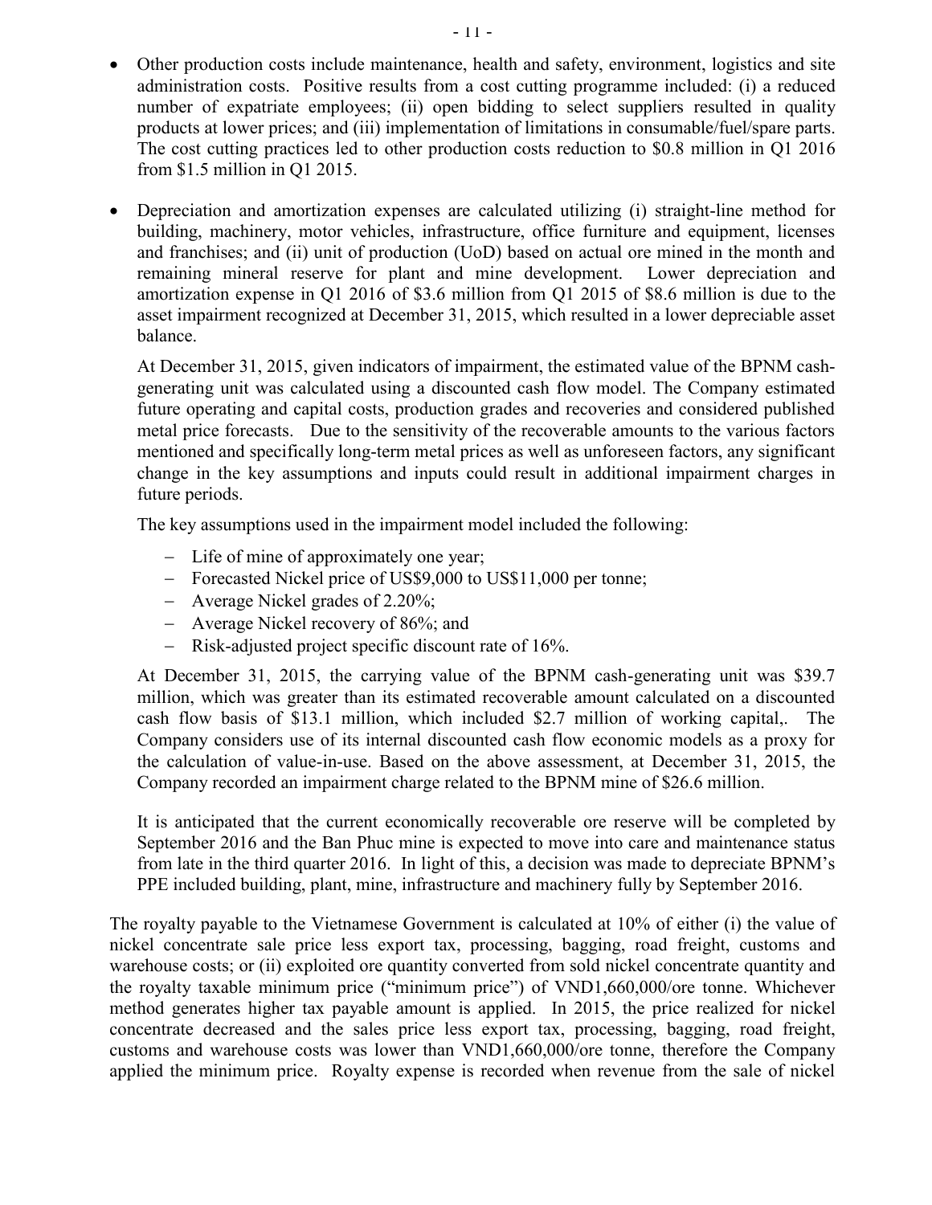- Other production costs include maintenance, health and safety, environment, logistics and site administration costs. Positive results from a cost cutting programme included: (i) a reduced number of expatriate employees; (ii) open bidding to select suppliers resulted in quality products at lower prices; and (iii) implementation of limitations in consumable/fuel/spare parts. The cost cutting practices led to other production costs reduction to $0.8 million in Q1 2016 from $1.5 million in Q1 2015.

- Depreciation and amortization expenses are calculated utilizing (i) straight-line method for building, machinery, motor vehicles, infrastructure, office furniture and equipment, licenses and franchises; and (ii) unit of production (UoD) based on actual ore mined in the month and remaining mineral reserve for plant and mine development. Lower depreciation and amortization expense in Q1 2016 of $3.6 million from Q1 2015 of $8.6 million is due to the asset impairment recognized at December 31, 2015, which resulted in a lower depreciable asset balance.

  At December 31, 2015, given indicators of impairment, the estimated value of the BPNM cash-generating unit was calculated using a discounted cash flow model. The Company estimated future operating and capital costs, production grades and recoveries and considered published metal price forecasts. Due to the sensitivity of the recoverable amounts to the various factors mentioned and specifically long-term metal prices as well as unforeseen factors, any significant change in the key assumptions and inputs could result in additional impairment charges in future periods.

  The key assumptions used in the impairment model included the following:

  - Life of mine of approximately one year;
  - Forecasted Nickel price of US$9,000 to US$11,000 per tonne;
  - Average Nickel grades of 2.20%;
  - Average Nickel recovery of 86%; and
  - Risk-adjusted project specific discount rate of 16%.

  At December 31, 2015, the carrying value of the BPNM cash-generating unit was $39.7 million, which was greater than its estimated recoverable amount calculated on a discounted cash flow basis of $13.1 million, which included $2.7 million of working capital,. The Company considers use of its internal discounted cash flow economic models as a proxy for the calculation of value-in-use. Based on the above assessment, at December 31, 2015, the Company recorded an impairment charge related to the BPNM mine of $26.6 million.

  It is anticipated that the current economically recoverable ore reserve will be completed by September 2016 and the Ban Phuc mine is expected to move into care and maintenance status from late in the third quarter 2016. In light of this, a decision was made to depreciate BPNM's PPE included building, plant, mine, infrastructure and machinery fully by September 2016.

The royalty payable to the Vietnamese Government is calculated at 10% of either (i) the value of nickel concentrate sale price less export tax, processing, bagging, road freight, customs and warehouse costs; or (ii) exploited ore quantity converted from sold nickel concentrate quantity and the royalty taxable minimum price ("minimum price") of VND1,660,000/ore tonne. Whichever method generates higher tax payable amount is applied. In 2015, the price realized for nickel concentrate decreased and the sales price less export tax, processing, bagging, road freight, customs and warehouse costs was lower than VND1,660,000/ore tonne, therefore the Company applied the minimum price. Royalty expense is recorded when revenue from the sale of nickel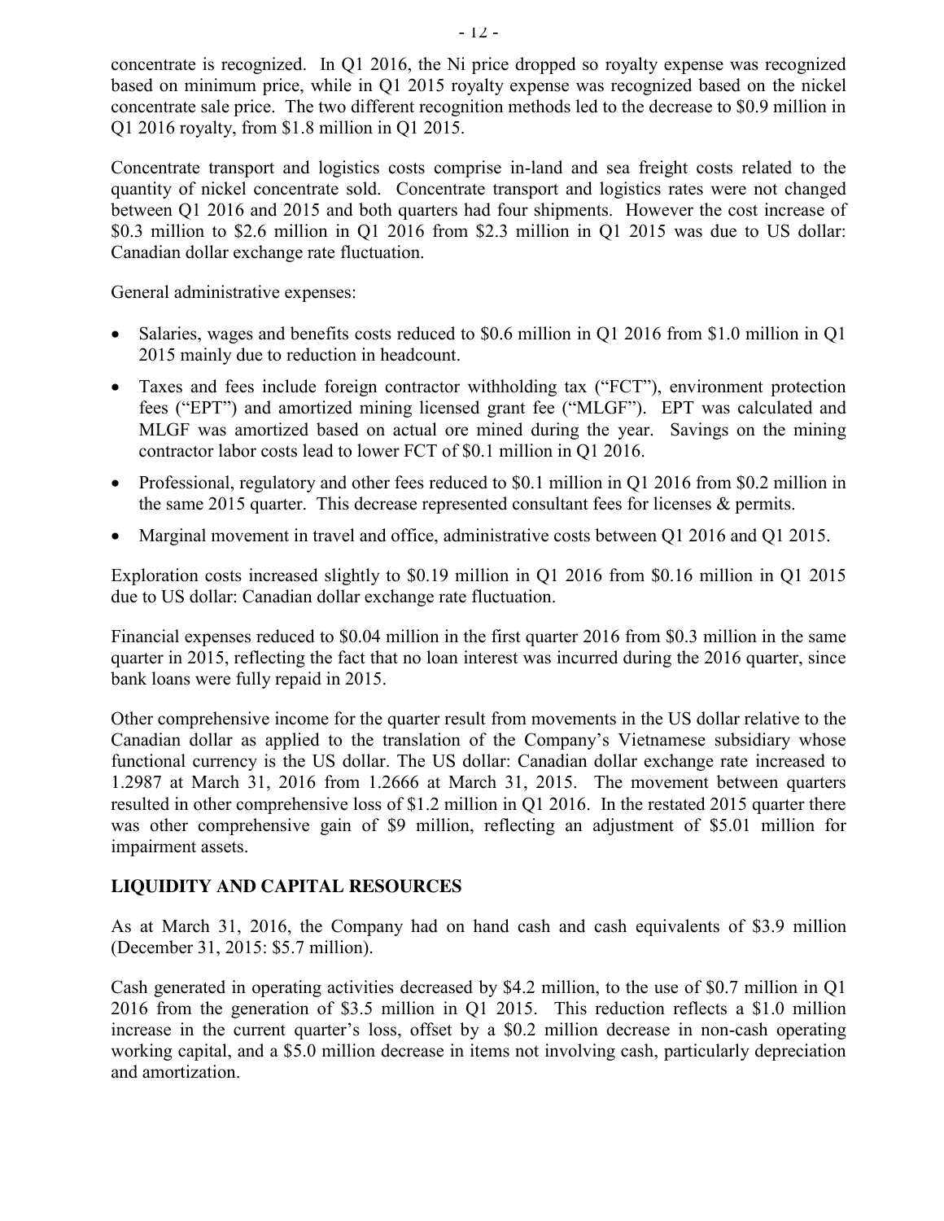concentrate is recognized. In Q1 2016, the Ni price dropped so royalty expense was recognized based on minimum price, while in Q1 2015 royalty expense was recognized based on the nickel concentrate sale price. The two different recognition methods led to the decrease to $0.9 million in Q1 2016 royalty, from $1.8 million in Q1 2015.

Concentrate transport and logistics costs comprise in-land and sea freight costs related to the quantity of nickel concentrate sold. Concentrate transport and logistics rates were not changed between Q1 2016 and 2015 and both quarters had four shipments. However the cost increase of $0.3 million to $2.6 million in Q1 2016 from $2.3 million in Q1 2015 was due to US dollar: Canadian dollar exchange rate fluctuation.

General administrative expenses:

- Salaries, wages and benefits costs reduced to $0.6 million in Q1 2016 from $1.0 million in Q1 2015 mainly due to reduction in headcount.
- Taxes and fees include foreign contractor withholding tax ("FCT"), environment protection fees ("EPT") and amortized mining licensed grant fee ("MLGF"). EPT was calculated and MLGF was amortized based on actual ore mined during the year. Savings on the mining contractor labor costs lead to lower FCT of $0.1 million in Q1 2016.
- Professional, regulatory and other fees reduced to $0.1 million in Q1 2016 from $0.2 million in the same 2015 quarter. This decrease represented consultant fees for licenses & permits.
- Marginal movement in travel and office, administrative costs between Q1 2016 and Q1 2015.

Exploration costs increased slightly to $0.19 million in Q1 2016 from $0.16 million in Q1 2015 due to US dollar: Canadian dollar exchange rate fluctuation.

Financial expenses reduced to $0.04 million in the first quarter 2016 from $0.3 million in the same quarter in 2015, reflecting the fact that no loan interest was incurred during the 2016 quarter, since bank loans were fully repaid in 2015.

Other comprehensive income for the quarter result from movements in the US dollar relative to the Canadian dollar as applied to the translation of the Company's Vietnamese subsidiary whose functional currency is the US dollar. The US dollar: Canadian dollar exchange rate increased to 1.2987 at March 31, 2016 from 1.2666 at March 31, 2015. The movement between quarters resulted in other comprehensive loss of $1.2 million in Q1 2016. In the restated 2015 quarter there was other comprehensive gain of $9 million, reflecting an adjustment of $5.01 million for impairment assets.

## LIQUIDITY AND CAPITAL RESOURCES

As at March 31, 2016, the Company had on hand cash and cash equivalents of $3.9 million (December 31, 2015: $5.7 million).

Cash generated in operating activities decreased by $4.2 million, to the use of $0.7 million in Q1 2016 from the generation of $3.5 million in Q1 2015. This reduction reflects a $1.0 million increase in the current quarter's loss, offset by a $0.2 million decrease in non-cash operating working capital, and a $5.0 million decrease in items not involving cash, particularly depreciation and amortization.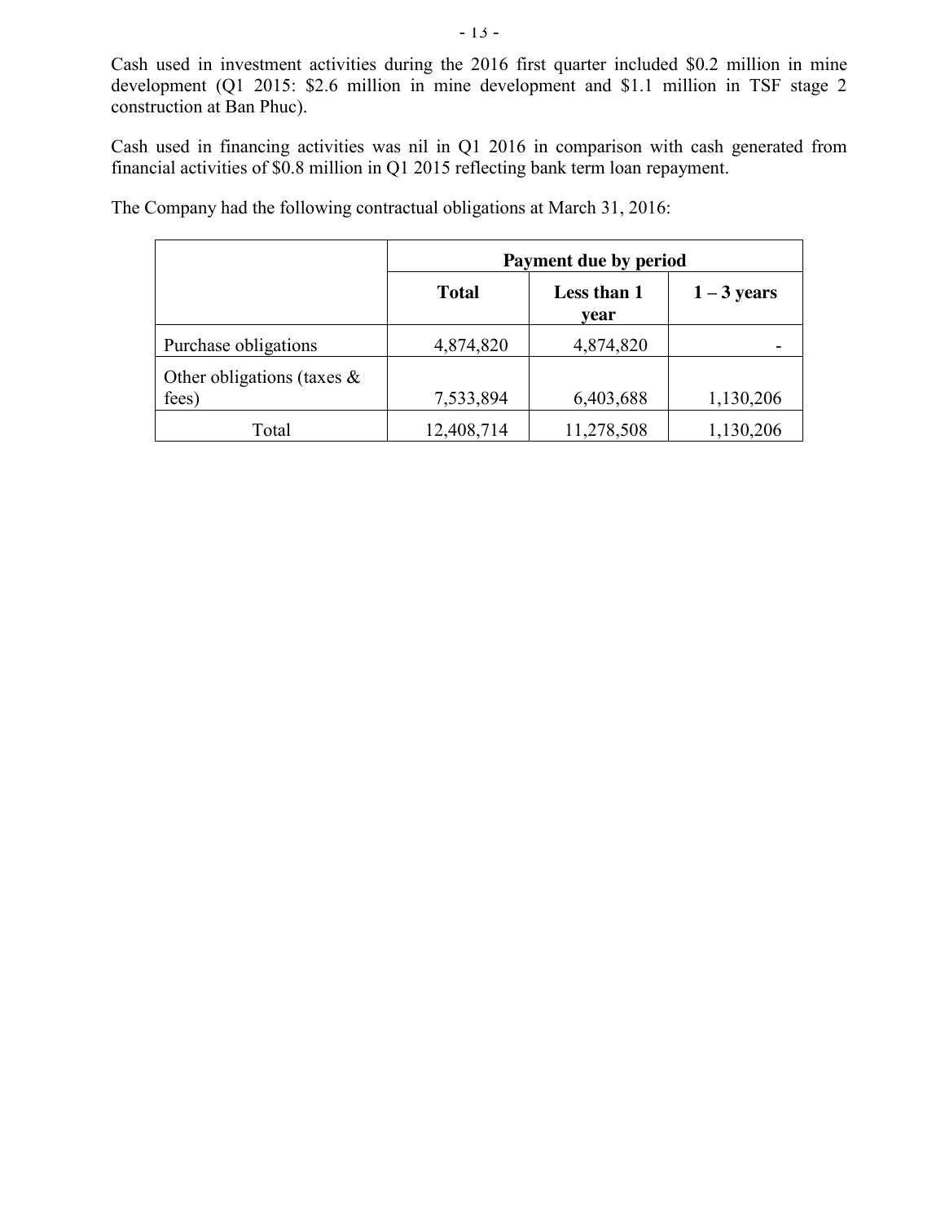Cash used in investment activities during the 2016 first quarter included $0.2 million in mine development (Q1 2015: $2.6 million in mine development and $1.1 million in TSF stage 2 construction at Ban Phuc).

Cash used in financing activities was nil in Q1 2016 in comparison with cash generated from financial activities of $0.8 million in Q1 2015 reflecting bank term loan repayment.

The Company had the following contractual obligations at March 31, 2016:

| | **Payment due by period** | | |
|---|---|---|---|
| | **Total** | **Less than 1 year** | **1 – 3 years** |
| Purchase obligations | 4,874,820 | 4,874,820 | - |
| Other obligations (taxes & fees) | 7,533,894 | 6,403,688 | 1,130,206 |
| Total | 12,408,714 | 11,278,508 | 1,130,206 |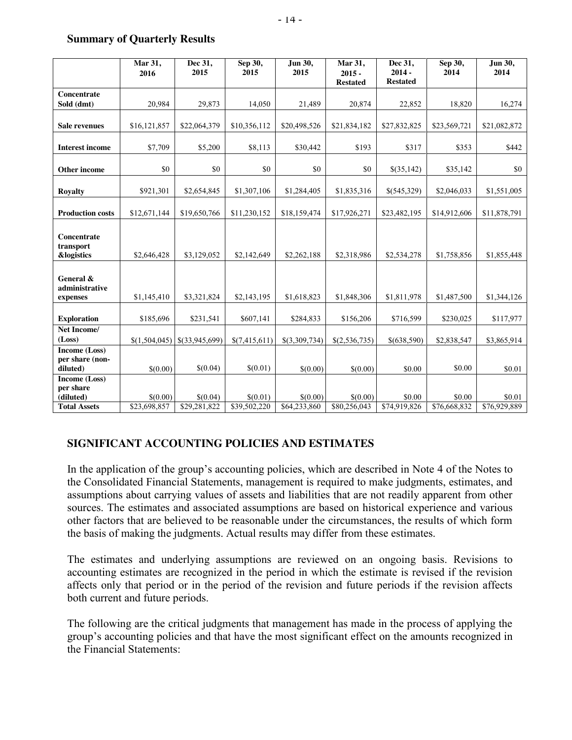## Summary of Quarterly Results

| | Mar 31, 2016 | Dec 31, 2015 | Sep 30, 2015 | Jun 30, 2015 | Mar 31, 2015 - Restated | Dec 31, 2014 - Restated | Sep 30, 2014 | Jun 30, 2014 |
|---|---|---|---|---|---|---|---|---|
| **Concentrate Sold (dmt)** | 20,984 | 29,873 | 14,050 | 21,489 | 20,874 | 22,852 | 18,820 | 16,274 |
| **Sale revenues** | $16,121,857 | $22,064,379 | $10,356,112 | $20,498,526 | $21,834,182 | $27,832,825 | $23,569,721 | $21,082,872 |
| **Interest income** | $7,709 | $5,200 | $8,113 | $30,442 | $193 | $317 | $353 | $442 |
| **Other income** | $0 | $0 | $0 | $0 | $0 | $(35,142) | $35,142 | $0 |
| **Royalty** | $921,301 | $2,654,845 | $1,307,106 | $1,284,405 | $1,835,316 | $(545,329) | $2,046,033 | $1,551,005 |
| **Production costs** | $12,671,144 | $19,650,766 | $11,230,152 | $18,159,474 | $17,926,271 | $23,482,195 | $14,912,606 | $11,878,791 |
| **Concentrate transport &logistics** | $2,646,428 | $3,129,052 | $2,142,649 | $2,262,188 | $2,318,986 | $2,534,278 | $1,758,856 | $1,855,448 |
| **General & administrative expenses** | $1,145,410 | $3,321,824 | $2,143,195 | $1,618,823 | $1,848,306 | $1,811,978 | $1,487,500 | $1,344,126 |
| **Exploration** | $185,696 | $231,541 | $607,141 | $284,833 | $156,206 | $716,599 | $230,025 | $117,977 |
| **Net Income/ (Loss)** | $(1,504,045) | $(33,945,699) | $(7,415,611) | $(3,309,734) | $(2,536,735) | $(638,590) | $2,838,547 | $3,865,914 |
| **Income (Loss) per share (non-diluted)** | $(0.00) | $(0.04) | $(0.01) | $(0.00) | $(0.00) | $0.00 | $0.00 | $0.01 |
| **Income (Loss) per share (diluted)** | $(0.00) | $(0.04) | $(0.01) | $(0.00) | $(0.00) | $0.00 | $0.00 | $0.01 |
| **Total Assets** | $23,698,857 | $29,281,822 | $39,502,220 | $64,233,860 | $80,256,043 | $74,919,826 | $76,668,832 | $76,929,889 |

## SIGNIFICANT ACCOUNTING POLICIES AND ESTIMATES

In the application of the group's accounting policies, which are described in Note 4 of the Notes to the Consolidated Financial Statements, management is required to make judgments, estimates, and assumptions about carrying values of assets and liabilities that are not readily apparent from other sources. The estimates and associated assumptions are based on historical experience and various other factors that are believed to be reasonable under the circumstances, the results of which form the basis of making the judgments. Actual results may differ from these estimates.

The estimates and underlying assumptions are reviewed on an ongoing basis. Revisions to accounting estimates are recognized in the period in which the estimate is revised if the revision affects only that period or in the period of the revision and future periods if the revision affects both current and future periods.

The following are the critical judgments that management has made in the process of applying the group's accounting policies and that have the most significant effect on the amounts recognized in the Financial Statements: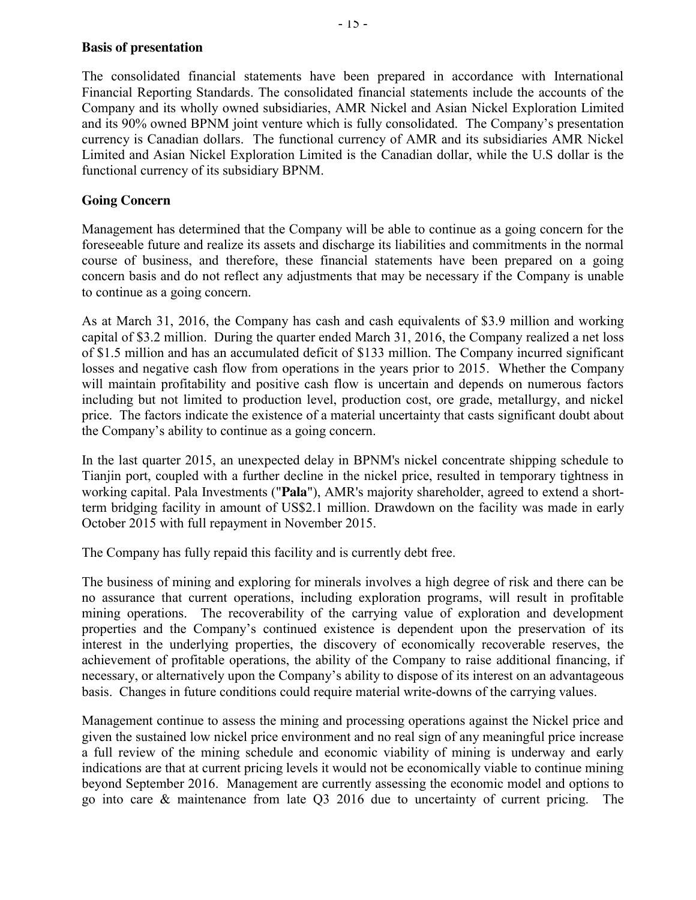**Basis of presentation**

The consolidated financial statements have been prepared in accordance with International Financial Reporting Standards. The consolidated financial statements include the accounts of the Company and its wholly owned subsidiaries, AMR Nickel and Asian Nickel Exploration Limited and its 90% owned BPNM joint venture which is fully consolidated. The Company's presentation currency is Canadian dollars. The functional currency of AMR and its subsidiaries AMR Nickel Limited and Asian Nickel Exploration Limited is the Canadian dollar, while the U.S dollar is the functional currency of its subsidiary BPNM.

**Going Concern**

Management has determined that the Company will be able to continue as a going concern for the foreseeable future and realize its assets and discharge its liabilities and commitments in the normal course of business, and therefore, these financial statements have been prepared on a going concern basis and do not reflect any adjustments that may be necessary if the Company is unable to continue as a going concern.

As at March 31, 2016, the Company has cash and cash equivalents of $3.9 million and working capital of $3.2 million. During the quarter ended March 31, 2016, the Company realized a net loss of $1.5 million and has an accumulated deficit of $133 million. The Company incurred significant losses and negative cash flow from operations in the years prior to 2015. Whether the Company will maintain profitability and positive cash flow is uncertain and depends on numerous factors including but not limited to production level, production cost, ore grade, metallurgy, and nickel price. The factors indicate the existence of a material uncertainty that casts significant doubt about the Company's ability to continue as a going concern.

In the last quarter 2015, an unexpected delay in BPNM's nickel concentrate shipping schedule to Tianjin port, coupled with a further decline in the nickel price, resulted in temporary tightness in working capital. Pala Investments ("**Pala**"), AMR's majority shareholder, agreed to extend a short-term bridging facility in amount of US$2.1 million. Drawdown on the facility was made in early October 2015 with full repayment in November 2015.

The Company has fully repaid this facility and is currently debt free.

The business of mining and exploring for minerals involves a high degree of risk and there can be no assurance that current operations, including exploration programs, will result in profitable mining operations. The recoverability of the carrying value of exploration and development properties and the Company's continued existence is dependent upon the preservation of its interest in the underlying properties, the discovery of economically recoverable reserves, the achievement of profitable operations, the ability of the Company to raise additional financing, if necessary, or alternatively upon the Company's ability to dispose of its interest on an advantageous basis. Changes in future conditions could require material write-downs of the carrying values.

Management continue to assess the mining and processing operations against the Nickel price and given the sustained low nickel price environment and no real sign of any meaningful price increase a full review of the mining schedule and economic viability of mining is underway and early indications are that at current pricing levels it would not be economically viable to continue mining beyond September 2016. Management are currently assessing the economic model and options to go into care & maintenance from late Q3 2016 due to uncertainty of current pricing. The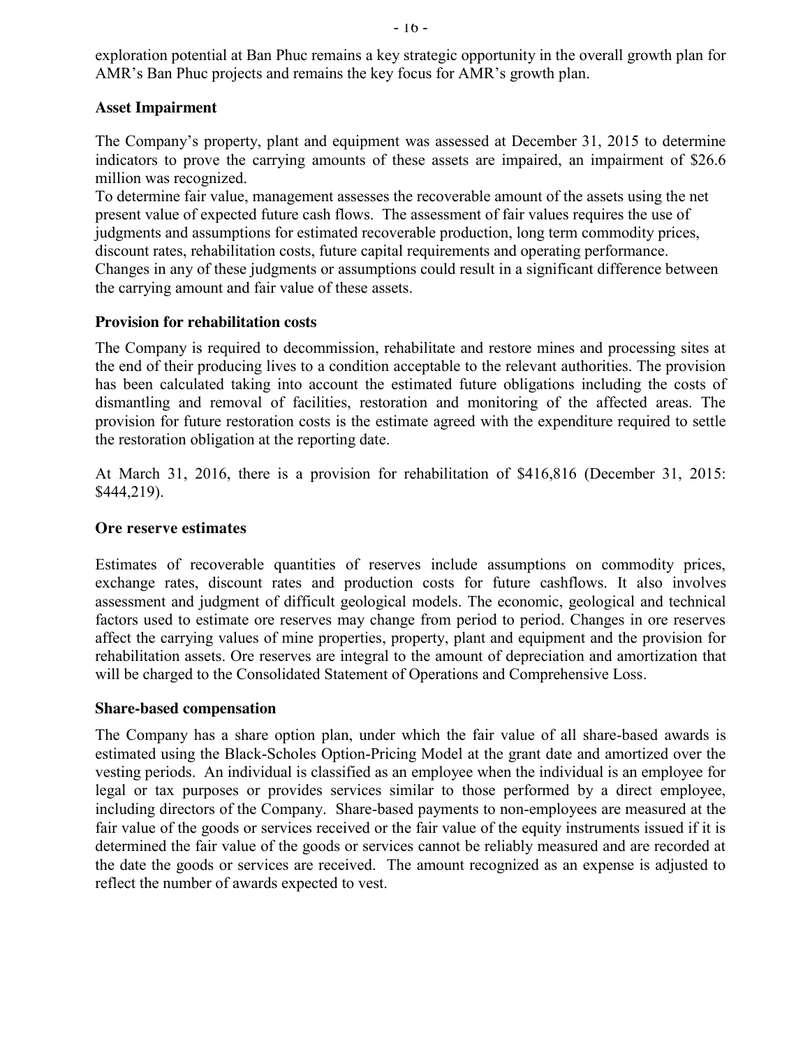exploration potential at Ban Phuc remains a key strategic opportunity in the overall growth plan for AMR's Ban Phuc projects and remains the key focus for AMR's growth plan.

**Asset Impairment**

The Company's property, plant and equipment was assessed at December 31, 2015 to determine indicators to prove the carrying amounts of these assets are impaired, an impairment of $26.6 million was recognized.

To determine fair value, management assesses the recoverable amount of the assets using the net present value of expected future cash flows. The assessment of fair values requires the use of judgments and assumptions for estimated recoverable production, long term commodity prices, discount rates, rehabilitation costs, future capital requirements and operating performance. Changes in any of these judgments or assumptions could result in a significant difference between the carrying amount and fair value of these assets.

**Provision for rehabilitation costs**

The Company is required to decommission, rehabilitate and restore mines and processing sites at the end of their producing lives to a condition acceptable to the relevant authorities. The provision has been calculated taking into account the estimated future obligations including the costs of dismantling and removal of facilities, restoration and monitoring of the affected areas. The provision for future restoration costs is the estimate agreed with the expenditure required to settle the restoration obligation at the reporting date.

At March 31, 2016, there is a provision for rehabilitation of $416,816 (December 31, 2015: $444,219).

**Ore reserve estimates**

Estimates of recoverable quantities of reserves include assumptions on commodity prices, exchange rates, discount rates and production costs for future cashflows. It also involves assessment and judgment of difficult geological models. The economic, geological and technical factors used to estimate ore reserves may change from period to period. Changes in ore reserves affect the carrying values of mine properties, property, plant and equipment and the provision for rehabilitation assets. Ore reserves are integral to the amount of depreciation and amortization that will be charged to the Consolidated Statement of Operations and Comprehensive Loss.

**Share-based compensation**

The Company has a share option plan, under which the fair value of all share-based awards is estimated using the Black-Scholes Option-Pricing Model at the grant date and amortized over the vesting periods. An individual is classified as an employee when the individual is an employee for legal or tax purposes or provides services similar to those performed by a direct employee, including directors of the Company. Share-based payments to non-employees are measured at the fair value of the goods or services received or the fair value of the equity instruments issued if it is determined the fair value of the goods or services cannot be reliably measured and are recorded at the date the goods or services are received. The amount recognized as an expense is adjusted to reflect the number of awards expected to vest.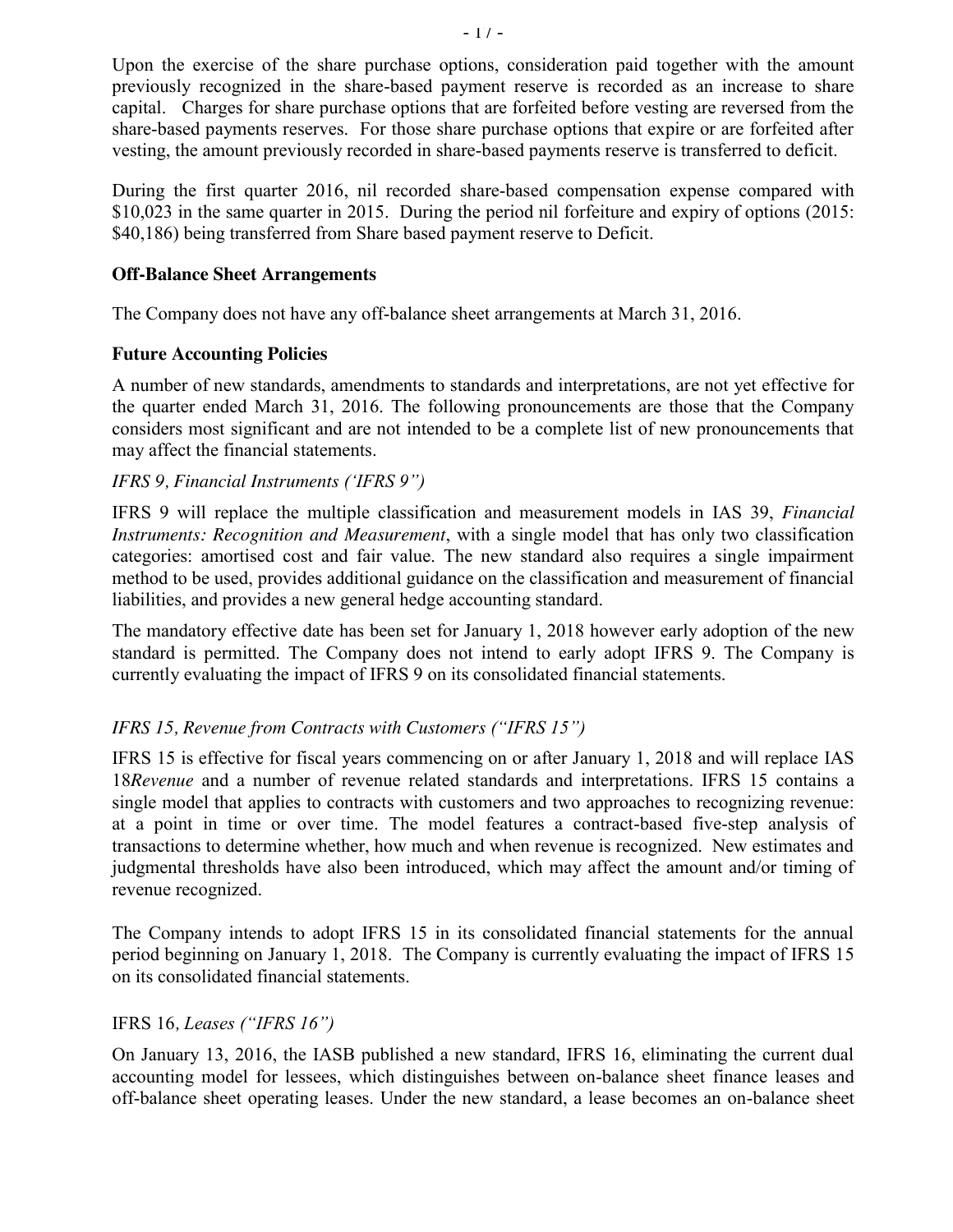Upon the exercise of the share purchase options, consideration paid together with the amount previously recognized in the share-based payment reserve is recorded as an increase to share capital. Charges for share purchase options that are forfeited before vesting are reversed from the share-based payments reserves. For those share purchase options that expire or are forfeited after vesting, the amount previously recorded in share-based payments reserve is transferred to deficit.

During the first quarter 2016, nil recorded share-based compensation expense compared with $10,023 in the same quarter in 2015. During the period nil forfeiture and expiry of options (2015: $40,186) being transferred from Share based payment reserve to Deficit.

## Off-Balance Sheet Arrangements

The Company does not have any off-balance sheet arrangements at March 31, 2016.

## Future Accounting Policies

A number of new standards, amendments to standards and interpretations, are not yet effective for the quarter ended March 31, 2016. The following pronouncements are those that the Company considers most significant and are not intended to be a complete list of new pronouncements that may affect the financial statements.

*IFRS 9, Financial Instruments ('IFRS 9")*

IFRS 9 will replace the multiple classification and measurement models in IAS 39, *Financial Instruments: Recognition and Measurement*, with a single model that has only two classification categories: amortised cost and fair value. The new standard also requires a single impairment method to be used, provides additional guidance on the classification and measurement of financial liabilities, and provides a new general hedge accounting standard.

The mandatory effective date has been set for January 1, 2018 however early adoption of the new standard is permitted. The Company does not intend to early adopt IFRS 9. The Company is currently evaluating the impact of IFRS 9 on its consolidated financial statements.

*IFRS 15, Revenue from Contracts with Customers ("IFRS 15")*

IFRS 15 is effective for fiscal years commencing on or after January 1, 2018 and will replace IAS 18*Revenue* and a number of revenue related standards and interpretations. IFRS 15 contains a single model that applies to contracts with customers and two approaches to recognizing revenue: at a point in time or over time. The model features a contract-based five-step analysis of transactions to determine whether, how much and when revenue is recognized. New estimates and judgmental thresholds have also been introduced, which may affect the amount and/or timing of revenue recognized.

The Company intends to adopt IFRS 15 in its consolidated financial statements for the annual period beginning on January 1, 2018. The Company is currently evaluating the impact of IFRS 15 on its consolidated financial statements.

IFRS 16*, Leases ("IFRS 16")*

On January 13, 2016, the IASB published a new standard, IFRS 16, eliminating the current dual accounting model for lessees, which distinguishes between on-balance sheet finance leases and off-balance sheet operating leases. Under the new standard, a lease becomes an on-balance sheet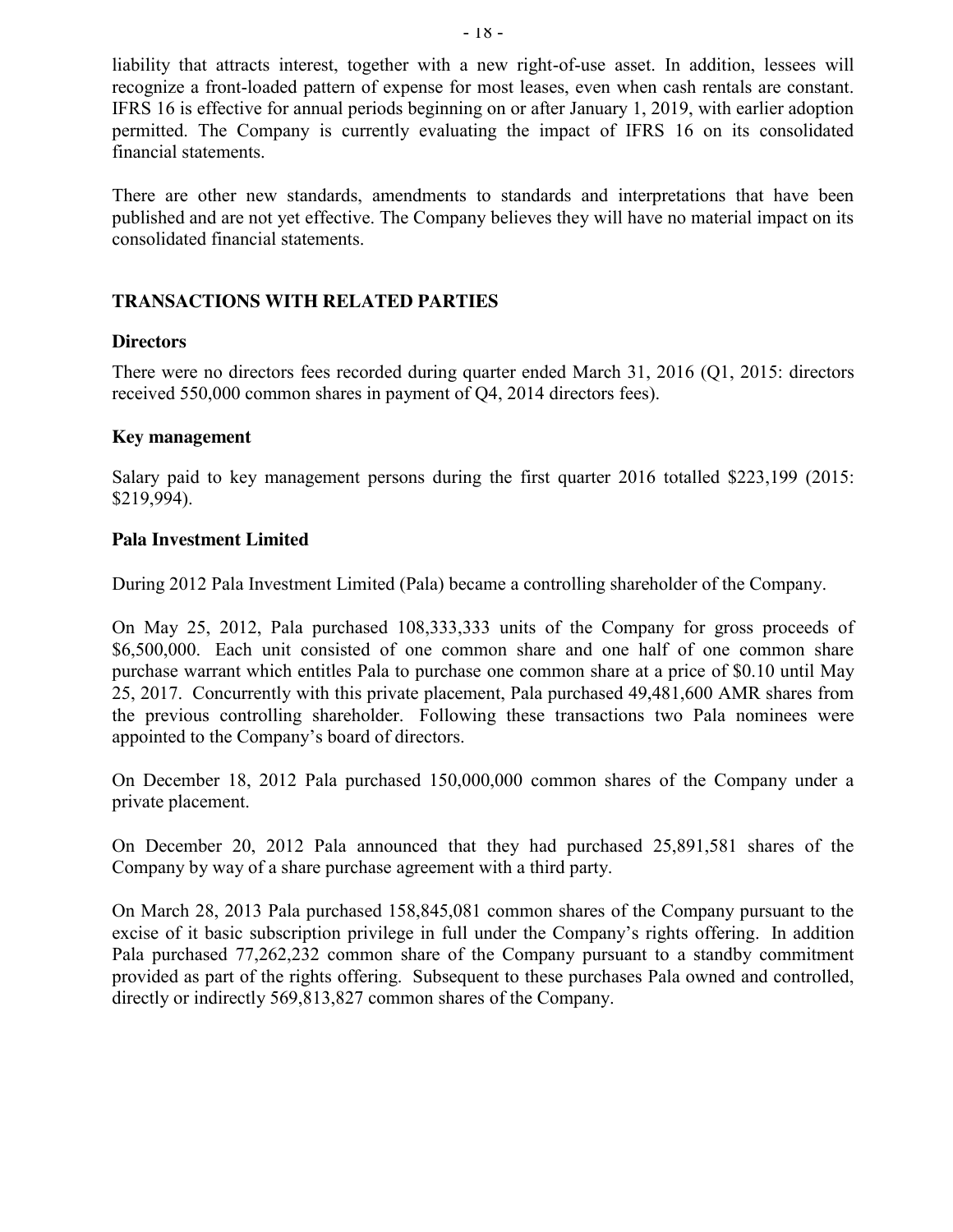liability that attracts interest, together with a new right-of-use asset. In addition, lessees will recognize a front-loaded pattern of expense for most leases, even when cash rentals are constant. IFRS 16 is effective for annual periods beginning on or after January 1, 2019, with earlier adoption permitted. The Company is currently evaluating the impact of IFRS 16 on its consolidated financial statements.

There are other new standards, amendments to standards and interpretations that have been published and are not yet effective. The Company believes they will have no material impact on its consolidated financial statements.

## TRANSACTIONS WITH RELATED PARTIES

### Directors

There were no directors fees recorded during quarter ended March 31, 2016 (Q1, 2015: directors received 550,000 common shares in payment of Q4, 2014 directors fees).

### Key management

Salary paid to key management persons during the first quarter 2016 totalled $223,199 (2015: $219,994).

### Pala Investment Limited

During 2012 Pala Investment Limited (Pala) became a controlling shareholder of the Company.

On May 25, 2012, Pala purchased 108,333,333 units of the Company for gross proceeds of $6,500,000. Each unit consisted of one common share and one half of one common share purchase warrant which entitles Pala to purchase one common share at a price of $0.10 until May 25, 2017. Concurrently with this private placement, Pala purchased 49,481,600 AMR shares from the previous controlling shareholder. Following these transactions two Pala nominees were appointed to the Company's board of directors.

On December 18, 2012 Pala purchased 150,000,000 common shares of the Company under a private placement.

On December 20, 2012 Pala announced that they had purchased 25,891,581 shares of the Company by way of a share purchase agreement with a third party.

On March 28, 2013 Pala purchased 158,845,081 common shares of the Company pursuant to the excise of it basic subscription privilege in full under the Company's rights offering. In addition Pala purchased 77,262,232 common share of the Company pursuant to a standby commitment provided as part of the rights offering. Subsequent to these purchases Pala owned and controlled, directly or indirectly 569,813,827 common shares of the Company.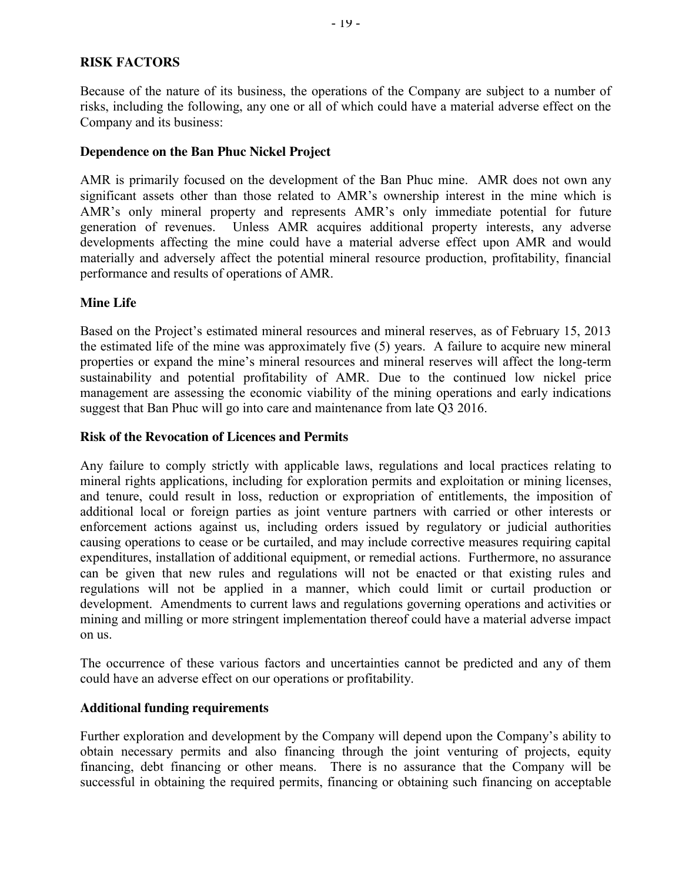## RISK FACTORS

Because of the nature of its business, the operations of the Company are subject to a number of risks, including the following, any one or all of which could have a material adverse effect on the Company and its business:

### Dependence on the Ban Phuc Nickel Project

AMR is primarily focused on the development of the Ban Phuc mine. AMR does not own any significant assets other than those related to AMR's ownership interest in the mine which is AMR's only mineral property and represents AMR's only immediate potential for future generation of revenues. Unless AMR acquires additional property interests, any adverse developments affecting the mine could have a material adverse effect upon AMR and would materially and adversely affect the potential mineral resource production, profitability, financial performance and results of operations of AMR.

### Mine Life

Based on the Project's estimated mineral resources and mineral reserves, as of February 15, 2013 the estimated life of the mine was approximately five (5) years. A failure to acquire new mineral properties or expand the mine's mineral resources and mineral reserves will affect the long-term sustainability and potential profitability of AMR. Due to the continued low nickel price management are assessing the economic viability of the mining operations and early indications suggest that Ban Phuc will go into care and maintenance from late Q3 2016.

### Risk of the Revocation of Licences and Permits

Any failure to comply strictly with applicable laws, regulations and local practices relating to mineral rights applications, including for exploration permits and exploitation or mining licenses, and tenure, could result in loss, reduction or expropriation of entitlements, the imposition of additional local or foreign parties as joint venture partners with carried or other interests or enforcement actions against us, including orders issued by regulatory or judicial authorities causing operations to cease or be curtailed, and may include corrective measures requiring capital expenditures, installation of additional equipment, or remedial actions. Furthermore, no assurance can be given that new rules and regulations will not be enacted or that existing rules and regulations will not be applied in a manner, which could limit or curtail production or development. Amendments to current laws and regulations governing operations and activities or mining and milling or more stringent implementation thereof could have a material adverse impact on us.

The occurrence of these various factors and uncertainties cannot be predicted and any of them could have an adverse effect on our operations or profitability.

### Additional funding requirements

Further exploration and development by the Company will depend upon the Company's ability to obtain necessary permits and also financing through the joint venturing of projects, equity financing, debt financing or other means. There is no assurance that the Company will be successful in obtaining the required permits, financing or obtaining such financing on acceptable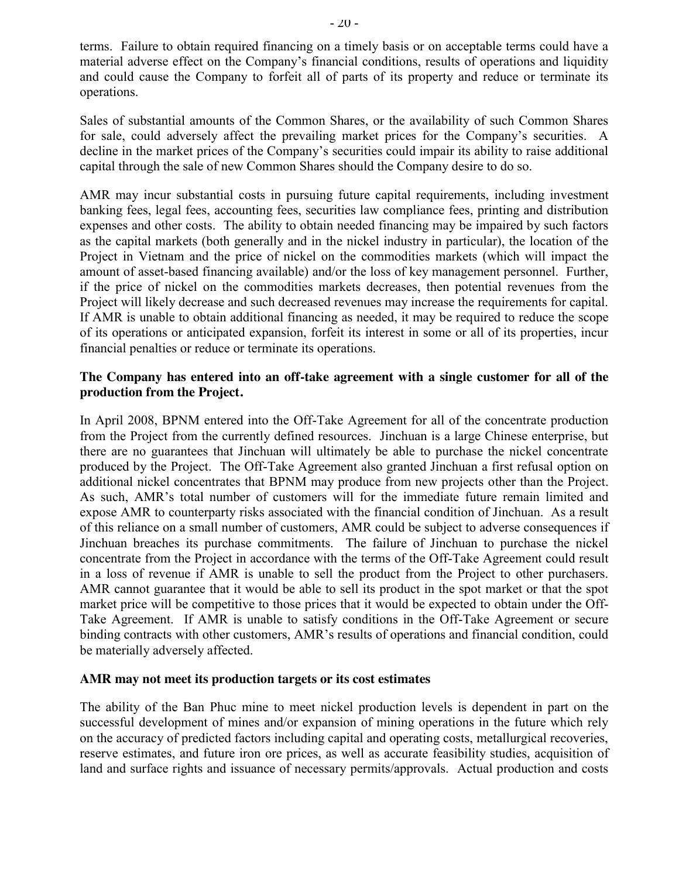terms. Failure to obtain required financing on a timely basis or on acceptable terms could have a material adverse effect on the Company's financial conditions, results of operations and liquidity and could cause the Company to forfeit all of parts of its property and reduce or terminate its operations.

Sales of substantial amounts of the Common Shares, or the availability of such Common Shares for sale, could adversely affect the prevailing market prices for the Company's securities. A decline in the market prices of the Company's securities could impair its ability to raise additional capital through the sale of new Common Shares should the Company desire to do so.

AMR may incur substantial costs in pursuing future capital requirements, including investment banking fees, legal fees, accounting fees, securities law compliance fees, printing and distribution expenses and other costs. The ability to obtain needed financing may be impaired by such factors as the capital markets (both generally and in the nickel industry in particular), the location of the Project in Vietnam and the price of nickel on the commodities markets (which will impact the amount of asset-based financing available) and/or the loss of key management personnel. Further, if the price of nickel on the commodities markets decreases, then potential revenues from the Project will likely decrease and such decreased revenues may increase the requirements for capital. If AMR is unable to obtain additional financing as needed, it may be required to reduce the scope of its operations or anticipated expansion, forfeit its interest in some or all of its properties, incur financial penalties or reduce or terminate its operations.

**The Company has entered into an off-take agreement with a single customer for all of the production from the Project.**

In April 2008, BPNM entered into the Off-Take Agreement for all of the concentrate production from the Project from the currently defined resources. Jinchuan is a large Chinese enterprise, but there are no guarantees that Jinchuan will ultimately be able to purchase the nickel concentrate produced by the Project. The Off-Take Agreement also granted Jinchuan a first refusal option on additional nickel concentrates that BPNM may produce from new projects other than the Project. As such, AMR's total number of customers will for the immediate future remain limited and expose AMR to counterparty risks associated with the financial condition of Jinchuan. As a result of this reliance on a small number of customers, AMR could be subject to adverse consequences if Jinchuan breaches its purchase commitments. The failure of Jinchuan to purchase the nickel concentrate from the Project in accordance with the terms of the Off-Take Agreement could result in a loss of revenue if AMR is unable to sell the product from the Project to other purchasers. AMR cannot guarantee that it would be able to sell its product in the spot market or that the spot market price will be competitive to those prices that it would be expected to obtain under the Off-Take Agreement. If AMR is unable to satisfy conditions in the Off-Take Agreement or secure binding contracts with other customers, AMR's results of operations and financial condition, could be materially adversely affected.

**AMR may not meet its production targets or its cost estimates**

The ability of the Ban Phuc mine to meet nickel production levels is dependent in part on the successful development of mines and/or expansion of mining operations in the future which rely on the accuracy of predicted factors including capital and operating costs, metallurgical recoveries, reserve estimates, and future iron ore prices, as well as accurate feasibility studies, acquisition of land and surface rights and issuance of necessary permits/approvals. Actual production and costs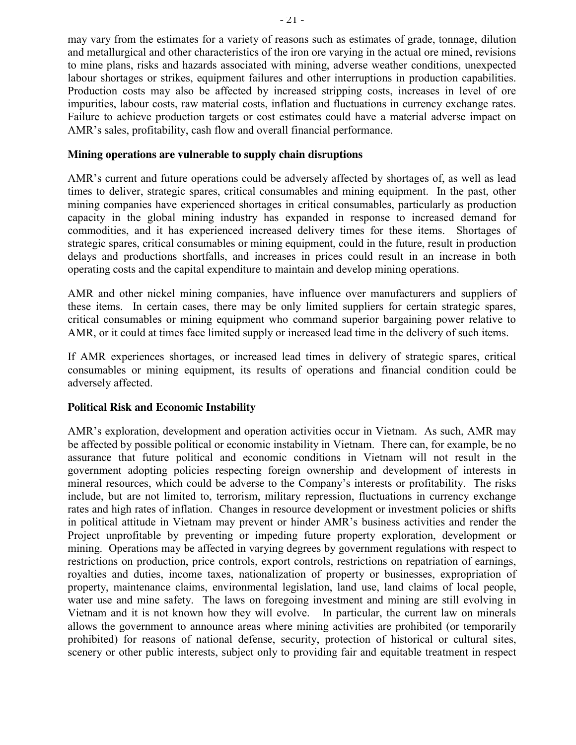may vary from the estimates for a variety of reasons such as estimates of grade, tonnage, dilution and metallurgical and other characteristics of the iron ore varying in the actual ore mined, revisions to mine plans, risks and hazards associated with mining, adverse weather conditions, unexpected labour shortages or strikes, equipment failures and other interruptions in production capabilities. Production costs may also be affected by increased stripping costs, increases in level of ore impurities, labour costs, raw material costs, inflation and fluctuations in currency exchange rates. Failure to achieve production targets or cost estimates could have a material adverse impact on AMR's sales, profitability, cash flow and overall financial performance.

**Mining operations are vulnerable to supply chain disruptions**

AMR's current and future operations could be adversely affected by shortages of, as well as lead times to deliver, strategic spares, critical consumables and mining equipment. In the past, other mining companies have experienced shortages in critical consumables, particularly as production capacity in the global mining industry has expanded in response to increased demand for commodities, and it has experienced increased delivery times for these items. Shortages of strategic spares, critical consumables or mining equipment, could in the future, result in production delays and productions shortfalls, and increases in prices could result in an increase in both operating costs and the capital expenditure to maintain and develop mining operations.

AMR and other nickel mining companies, have influence over manufacturers and suppliers of these items. In certain cases, there may be only limited suppliers for certain strategic spares, critical consumables or mining equipment who command superior bargaining power relative to AMR, or it could at times face limited supply or increased lead time in the delivery of such items.

If AMR experiences shortages, or increased lead times in delivery of strategic spares, critical consumables or mining equipment, its results of operations and financial condition could be adversely affected.

**Political Risk and Economic Instability**

AMR's exploration, development and operation activities occur in Vietnam. As such, AMR may be affected by possible political or economic instability in Vietnam. There can, for example, be no assurance that future political and economic conditions in Vietnam will not result in the government adopting policies respecting foreign ownership and development of interests in mineral resources, which could be adverse to the Company's interests or profitability. The risks include, but are not limited to, terrorism, military repression, fluctuations in currency exchange rates and high rates of inflation. Changes in resource development or investment policies or shifts in political attitude in Vietnam may prevent or hinder AMR's business activities and render the Project unprofitable by preventing or impeding future property exploration, development or mining. Operations may be affected in varying degrees by government regulations with respect to restrictions on production, price controls, export controls, restrictions on repatriation of earnings, royalties and duties, income taxes, nationalization of property or businesses, expropriation of property, maintenance claims, environmental legislation, land use, land claims of local people, water use and mine safety. The laws on foregoing investment and mining are still evolving in Vietnam and it is not known how they will evolve. In particular, the current law on minerals allows the government to announce areas where mining activities are prohibited (or temporarily prohibited) for reasons of national defense, security, protection of historical or cultural sites, scenery or other public interests, subject only to providing fair and equitable treatment in respect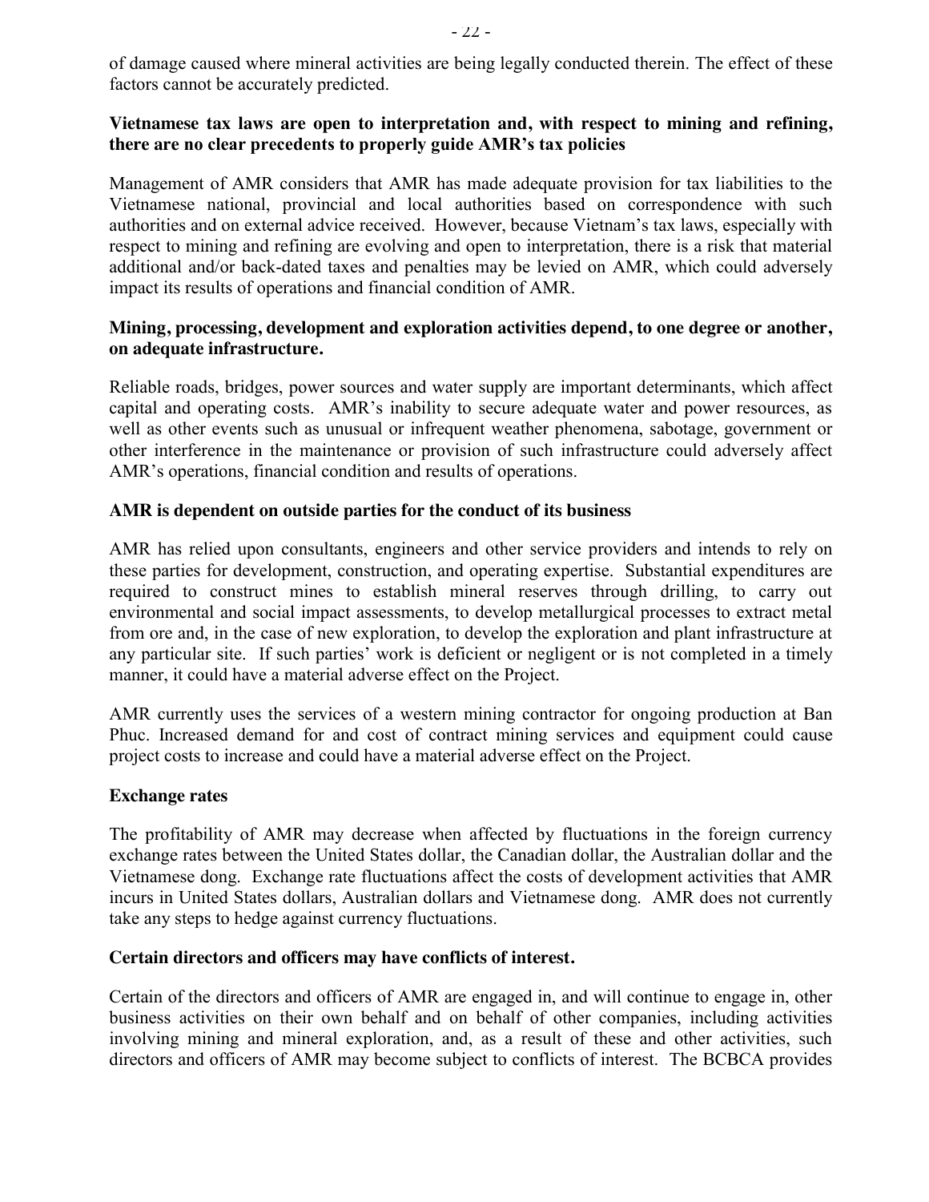of damage caused where mineral activities are being legally conducted therein. The effect of these factors cannot be accurately predicted.

**Vietnamese tax laws are open to interpretation and, with respect to mining and refining, there are no clear precedents to properly guide AMR's tax policies**

Management of AMR considers that AMR has made adequate provision for tax liabilities to the Vietnamese national, provincial and local authorities based on correspondence with such authorities and on external advice received. However, because Vietnam's tax laws, especially with respect to mining and refining are evolving and open to interpretation, there is a risk that material additional and/or back-dated taxes and penalties may be levied on AMR, which could adversely impact its results of operations and financial condition of AMR.

**Mining, processing, development and exploration activities depend, to one degree or another, on adequate infrastructure.**

Reliable roads, bridges, power sources and water supply are important determinants, which affect capital and operating costs. AMR's inability to secure adequate water and power resources, as well as other events such as unusual or infrequent weather phenomena, sabotage, government or other interference in the maintenance or provision of such infrastructure could adversely affect AMR's operations, financial condition and results of operations.

**AMR is dependent on outside parties for the conduct of its business**

AMR has relied upon consultants, engineers and other service providers and intends to rely on these parties for development, construction, and operating expertise. Substantial expenditures are required to construct mines to establish mineral reserves through drilling, to carry out environmental and social impact assessments, to develop metallurgical processes to extract metal from ore and, in the case of new exploration, to develop the exploration and plant infrastructure at any particular site. If such parties' work is deficient or negligent or is not completed in a timely manner, it could have a material adverse effect on the Project.

AMR currently uses the services of a western mining contractor for ongoing production at Ban Phuc. Increased demand for and cost of contract mining services and equipment could cause project costs to increase and could have a material adverse effect on the Project.

**Exchange rates**

The profitability of AMR may decrease when affected by fluctuations in the foreign currency exchange rates between the United States dollar, the Canadian dollar, the Australian dollar and the Vietnamese dong. Exchange rate fluctuations affect the costs of development activities that AMR incurs in United States dollars, Australian dollars and Vietnamese dong. AMR does not currently take any steps to hedge against currency fluctuations.

**Certain directors and officers may have conflicts of interest.**

Certain of the directors and officers of AMR are engaged in, and will continue to engage in, other business activities on their own behalf and on behalf of other companies, including activities involving mining and mineral exploration, and, as a result of these and other activities, such directors and officers of AMR may become subject to conflicts of interest. The BCBCA provides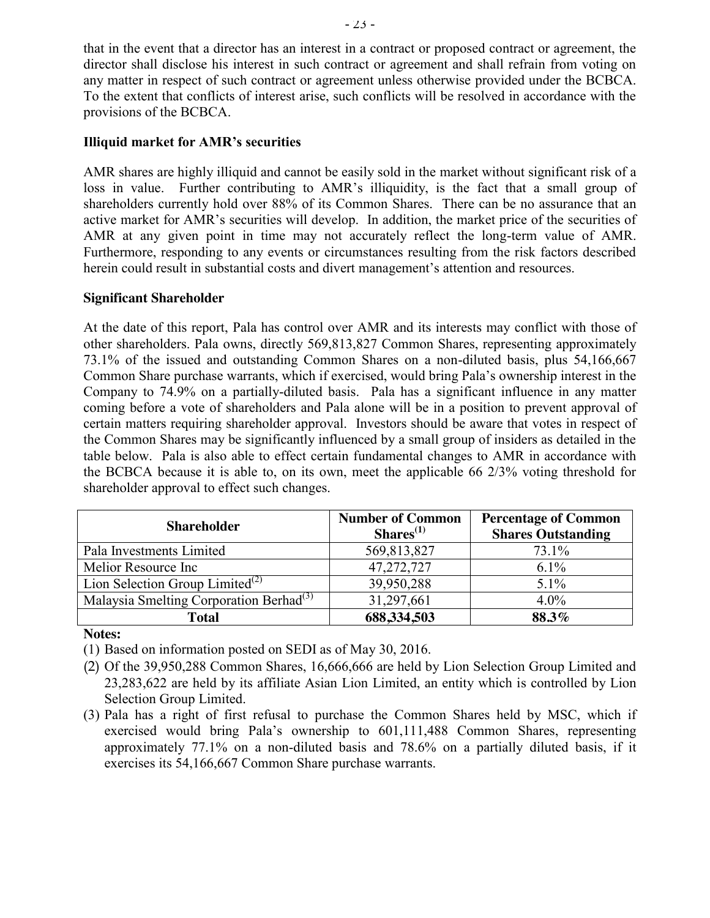that in the event that a director has an interest in a contract or proposed contract or agreement, the director shall disclose his interest in such contract or agreement and shall refrain from voting on any matter in respect of such contract or agreement unless otherwise provided under the BCBCA. To the extent that conflicts of interest arise, such conflicts will be resolved in accordance with the provisions of the BCBCA.

**Illiquid market for AMR's securities**

AMR shares are highly illiquid and cannot be easily sold in the market without significant risk of a loss in value. Further contributing to AMR's illiquidity, is the fact that a small group of shareholders currently hold over 88% of its Common Shares. There can be no assurance that an active market for AMR's securities will develop. In addition, the market price of the securities of AMR at any given point in time may not accurately reflect the long-term value of AMR. Furthermore, responding to any events or circumstances resulting from the risk factors described herein could result in substantial costs and divert management's attention and resources.

**Significant Shareholder**

At the date of this report, Pala has control over AMR and its interests may conflict with those of other shareholders. Pala owns, directly 569,813,827 Common Shares, representing approximately 73.1% of the issued and outstanding Common Shares on a non-diluted basis, plus 54,166,667 Common Share purchase warrants, which if exercised, would bring Pala's ownership interest in the Company to 74.9% on a partially-diluted basis. Pala has a significant influence in any matter coming before a vote of shareholders and Pala alone will be in a position to prevent approval of certain matters requiring shareholder approval. Investors should be aware that votes in respect of the Common Shares may be significantly influenced by a small group of insiders as detailed in the table below. Pala is also able to effect certain fundamental changes to AMR in accordance with the BCBCA because it is able to, on its own, meet the applicable 66 2/3% voting threshold for shareholder approval to effect such changes.

| Shareholder | Number of Common Shares[(1)] | Percentage of Common Shares Outstanding |
|---|---|---|
| Pala Investments Limited | 569,813,827 | 73.1% |
| Melior Resource Inc | 47,272,727 | 6.1% |
| Lion Selection Group Limited[(2)] | 39,950,288 | 5.1% |
| Malaysia Smelting Corporation Berhad[(3)] | 31,297,661 | 4.0% |
| **Total** | **688,334,503** | **88.3%** |

**Notes:**

(1) Based on information posted on SEDI as of May 30, 2016.

(2) Of the 39,950,288 Common Shares, 16,666,666 are held by Lion Selection Group Limited and 23,283,622 are held by its affiliate Asian Lion Limited, an entity which is controlled by Lion Selection Group Limited.

(3) Pala has a right of first refusal to purchase the Common Shares held by MSC, which if exercised would bring Pala's ownership to 601,111,488 Common Shares, representing approximately 77.1% on a non-diluted basis and 78.6% on a partially diluted basis, if it exercises its 54,166,667 Common Share purchase warrants.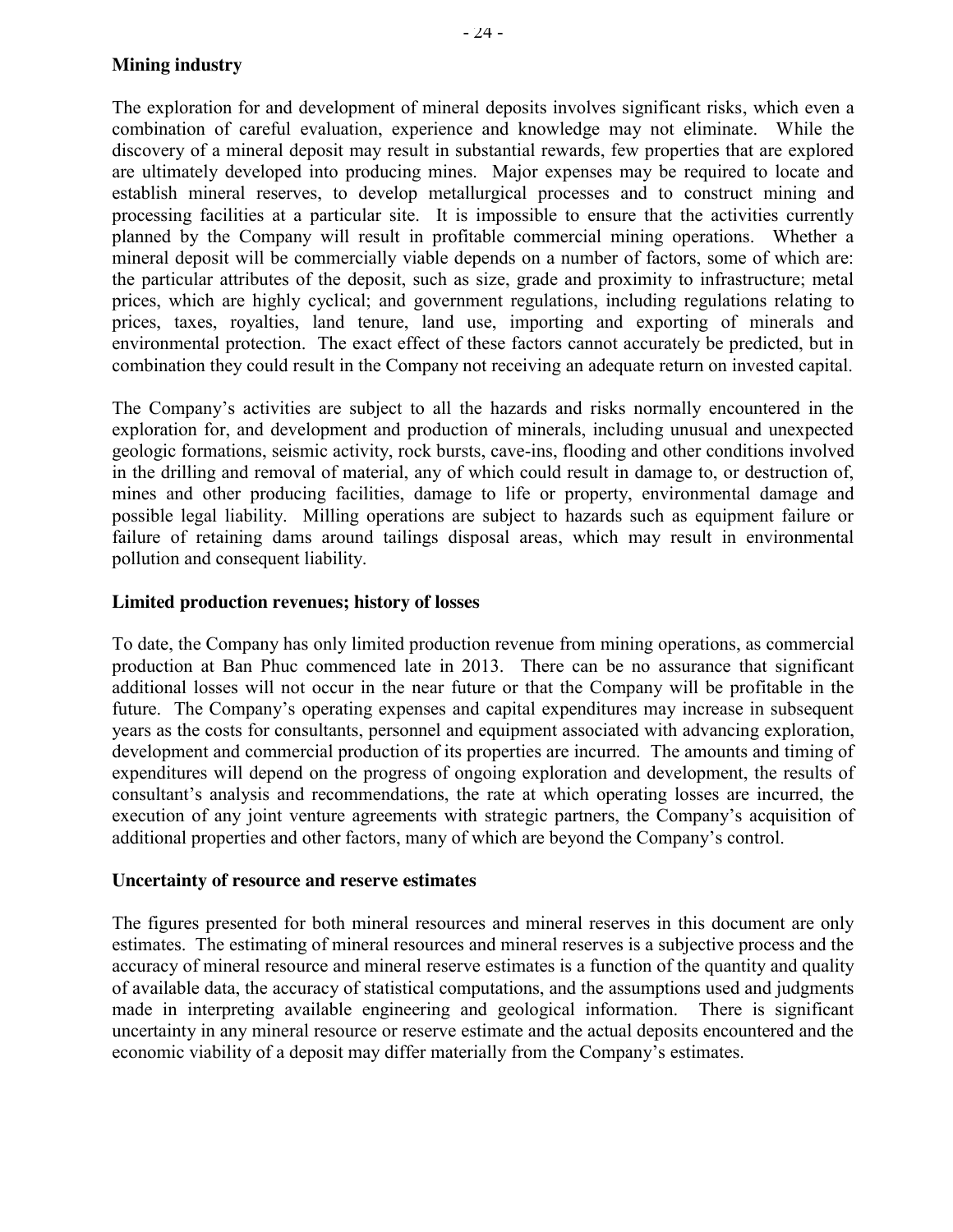**Mining industry**

The exploration for and development of mineral deposits involves significant risks, which even a combination of careful evaluation, experience and knowledge may not eliminate. While the discovery of a mineral deposit may result in substantial rewards, few properties that are explored are ultimately developed into producing mines. Major expenses may be required to locate and establish mineral reserves, to develop metallurgical processes and to construct mining and processing facilities at a particular site. It is impossible to ensure that the activities currently planned by the Company will result in profitable commercial mining operations. Whether a mineral deposit will be commercially viable depends on a number of factors, some of which are: the particular attributes of the deposit, such as size, grade and proximity to infrastructure; metal prices, which are highly cyclical; and government regulations, including regulations relating to prices, taxes, royalties, land tenure, land use, importing and exporting of minerals and environmental protection. The exact effect of these factors cannot accurately be predicted, but in combination they could result in the Company not receiving an adequate return on invested capital.

The Company's activities are subject to all the hazards and risks normally encountered in the exploration for, and development and production of minerals, including unusual and unexpected geologic formations, seismic activity, rock bursts, cave-ins, flooding and other conditions involved in the drilling and removal of material, any of which could result in damage to, or destruction of, mines and other producing facilities, damage to life or property, environmental damage and possible legal liability. Milling operations are subject to hazards such as equipment failure or failure of retaining dams around tailings disposal areas, which may result in environmental pollution and consequent liability.

**Limited production revenues; history of losses**

To date, the Company has only limited production revenue from mining operations, as commercial production at Ban Phuc commenced late in 2013. There can be no assurance that significant additional losses will not occur in the near future or that the Company will be profitable in the future. The Company's operating expenses and capital expenditures may increase in subsequent years as the costs for consultants, personnel and equipment associated with advancing exploration, development and commercial production of its properties are incurred. The amounts and timing of expenditures will depend on the progress of ongoing exploration and development, the results of consultant's analysis and recommendations, the rate at which operating losses are incurred, the execution of any joint venture agreements with strategic partners, the Company's acquisition of additional properties and other factors, many of which are beyond the Company's control.

**Uncertainty of resource and reserve estimates**

The figures presented for both mineral resources and mineral reserves in this document are only estimates. The estimating of mineral resources and mineral reserves is a subjective process and the accuracy of mineral resource and mineral reserve estimates is a function of the quantity and quality of available data, the accuracy of statistical computations, and the assumptions used and judgments made in interpreting available engineering and geological information. There is significant uncertainty in any mineral resource or reserve estimate and the actual deposits encountered and the economic viability of a deposit may differ materially from the Company's estimates.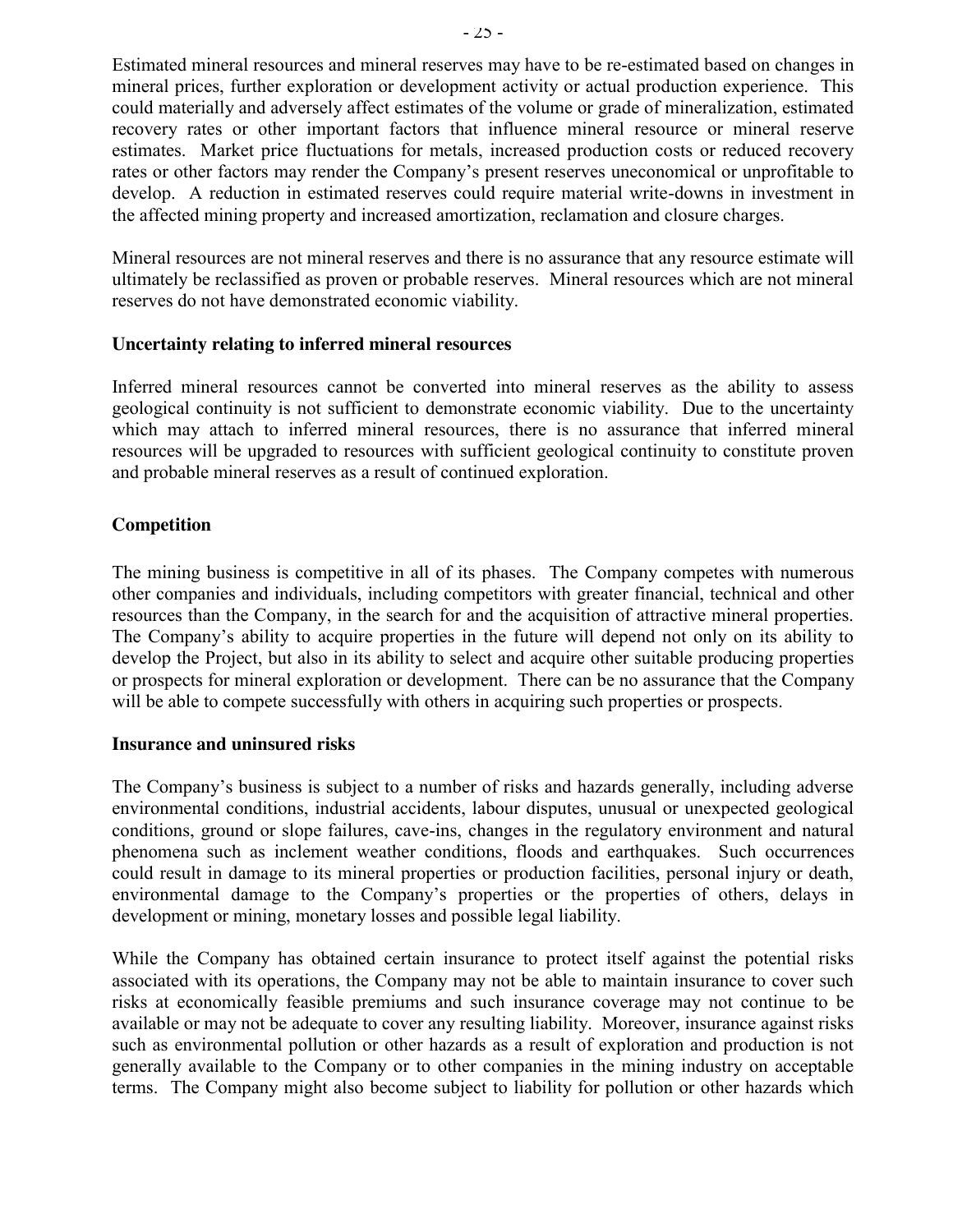Estimated mineral resources and mineral reserves may have to be re-estimated based on changes in mineral prices, further exploration or development activity or actual production experience. This could materially and adversely affect estimates of the volume or grade of mineralization, estimated recovery rates or other important factors that influence mineral resource or mineral reserve estimates. Market price fluctuations for metals, increased production costs or reduced recovery rates or other factors may render the Company's present reserves uneconomical or unprofitable to develop. A reduction in estimated reserves could require material write-downs in investment in the affected mining property and increased amortization, reclamation and closure charges.

Mineral resources are not mineral reserves and there is no assurance that any resource estimate will ultimately be reclassified as proven or probable reserves. Mineral resources which are not mineral reserves do not have demonstrated economic viability.

**Uncertainty relating to inferred mineral resources**

Inferred mineral resources cannot be converted into mineral reserves as the ability to assess geological continuity is not sufficient to demonstrate economic viability. Due to the uncertainty which may attach to inferred mineral resources, there is no assurance that inferred mineral resources will be upgraded to resources with sufficient geological continuity to constitute proven and probable mineral reserves as a result of continued exploration.

**Competition**

The mining business is competitive in all of its phases. The Company competes with numerous other companies and individuals, including competitors with greater financial, technical and other resources than the Company, in the search for and the acquisition of attractive mineral properties. The Company's ability to acquire properties in the future will depend not only on its ability to develop the Project, but also in its ability to select and acquire other suitable producing properties or prospects for mineral exploration or development. There can be no assurance that the Company will be able to compete successfully with others in acquiring such properties or prospects.

**Insurance and uninsured risks**

The Company's business is subject to a number of risks and hazards generally, including adverse environmental conditions, industrial accidents, labour disputes, unusual or unexpected geological conditions, ground or slope failures, cave-ins, changes in the regulatory environment and natural phenomena such as inclement weather conditions, floods and earthquakes. Such occurrences could result in damage to its mineral properties or production facilities, personal injury or death, environmental damage to the Company's properties or the properties of others, delays in development or mining, monetary losses and possible legal liability.

While the Company has obtained certain insurance to protect itself against the potential risks associated with its operations, the Company may not be able to maintain insurance to cover such risks at economically feasible premiums and such insurance coverage may not continue to be available or may not be adequate to cover any resulting liability. Moreover, insurance against risks such as environmental pollution or other hazards as a result of exploration and production is not generally available to the Company or to other companies in the mining industry on acceptable terms. The Company might also become subject to liability for pollution or other hazards which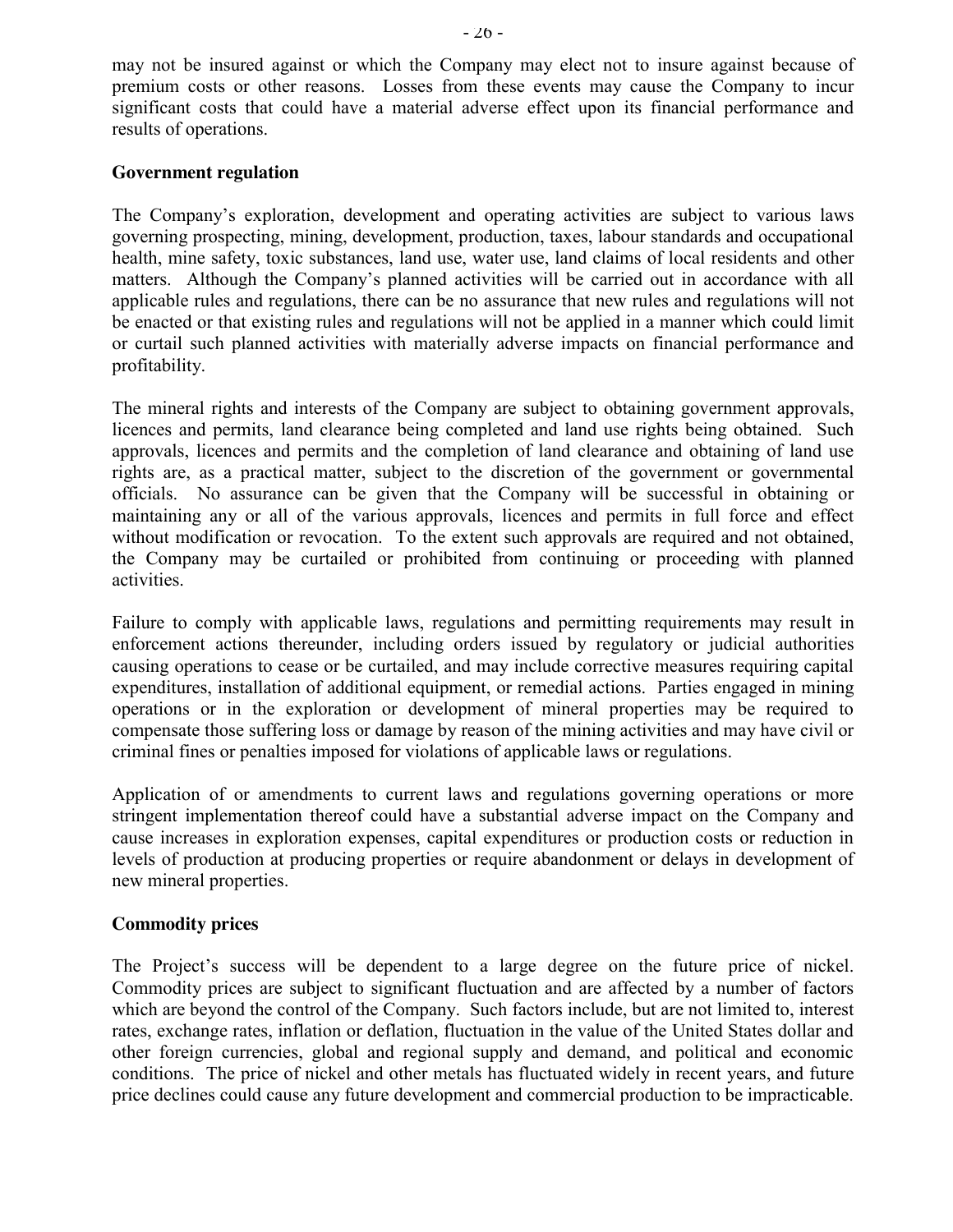may not be insured against or which the Company may elect not to insure against because of premium costs or other reasons. Losses from these events may cause the Company to incur significant costs that could have a material adverse effect upon its financial performance and results of operations.

**Government regulation**

The Company's exploration, development and operating activities are subject to various laws governing prospecting, mining, development, production, taxes, labour standards and occupational health, mine safety, toxic substances, land use, water use, land claims of local residents and other matters. Although the Company's planned activities will be carried out in accordance with all applicable rules and regulations, there can be no assurance that new rules and regulations will not be enacted or that existing rules and regulations will not be applied in a manner which could limit or curtail such planned activities with materially adverse impacts on financial performance and profitability.

The mineral rights and interests of the Company are subject to obtaining government approvals, licences and permits, land clearance being completed and land use rights being obtained. Such approvals, licences and permits and the completion of land clearance and obtaining of land use rights are, as a practical matter, subject to the discretion of the government or governmental officials. No assurance can be given that the Company will be successful in obtaining or maintaining any or all of the various approvals, licences and permits in full force and effect without modification or revocation. To the extent such approvals are required and not obtained, the Company may be curtailed or prohibited from continuing or proceeding with planned activities.

Failure to comply with applicable laws, regulations and permitting requirements may result in enforcement actions thereunder, including orders issued by regulatory or judicial authorities causing operations to cease or be curtailed, and may include corrective measures requiring capital expenditures, installation of additional equipment, or remedial actions. Parties engaged in mining operations or in the exploration or development of mineral properties may be required to compensate those suffering loss or damage by reason of the mining activities and may have civil or criminal fines or penalties imposed for violations of applicable laws or regulations.

Application of or amendments to current laws and regulations governing operations or more stringent implementation thereof could have a substantial adverse impact on the Company and cause increases in exploration expenses, capital expenditures or production costs or reduction in levels of production at producing properties or require abandonment or delays in development of new mineral properties.

**Commodity prices**

The Project's success will be dependent to a large degree on the future price of nickel. Commodity prices are subject to significant fluctuation and are affected by a number of factors which are beyond the control of the Company. Such factors include, but are not limited to, interest rates, exchange rates, inflation or deflation, fluctuation in the value of the United States dollar and other foreign currencies, global and regional supply and demand, and political and economic conditions. The price of nickel and other metals has fluctuated widely in recent years, and future price declines could cause any future development and commercial production to be impracticable.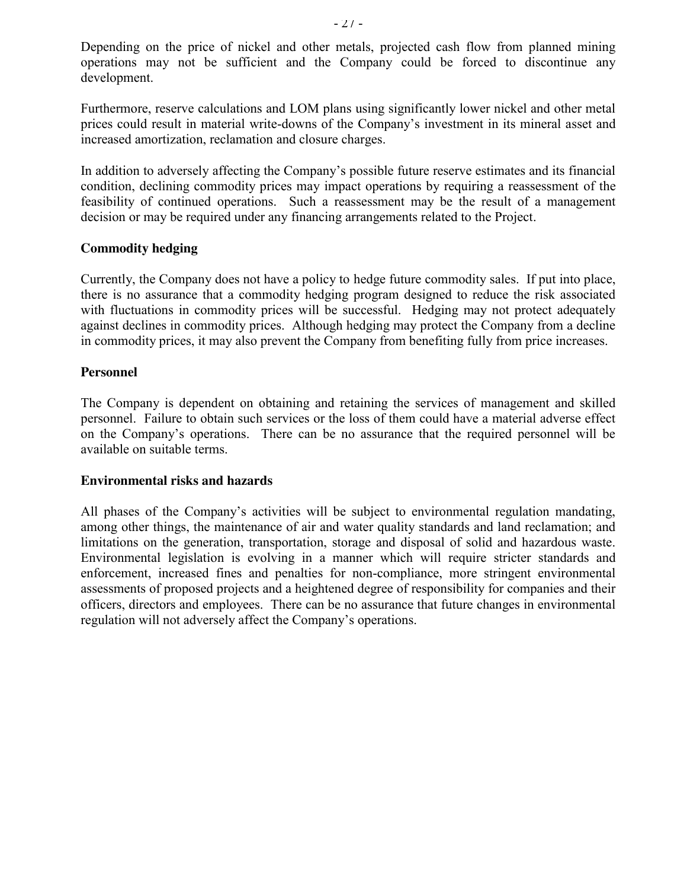Depending on the price of nickel and other metals, projected cash flow from planned mining operations may not be sufficient and the Company could be forced to discontinue any development.

Furthermore, reserve calculations and LOM plans using significantly lower nickel and other metal prices could result in material write-downs of the Company's investment in its mineral asset and increased amortization, reclamation and closure charges.

In addition to adversely affecting the Company's possible future reserve estimates and its financial condition, declining commodity prices may impact operations by requiring a reassessment of the feasibility of continued operations. Such a reassessment may be the result of a management decision or may be required under any financing arrangements related to the Project.

## Commodity hedging

Currently, the Company does not have a policy to hedge future commodity sales. If put into place, there is no assurance that a commodity hedging program designed to reduce the risk associated with fluctuations in commodity prices will be successful. Hedging may not protect adequately against declines in commodity prices. Although hedging may protect the Company from a decline in commodity prices, it may also prevent the Company from benefiting fully from price increases.

## Personnel

The Company is dependent on obtaining and retaining the services of management and skilled personnel. Failure to obtain such services or the loss of them could have a material adverse effect on the Company's operations. There can be no assurance that the required personnel will be available on suitable terms.

## Environmental risks and hazards

All phases of the Company's activities will be subject to environmental regulation mandating, among other things, the maintenance of air and water quality standards and land reclamation; and limitations on the generation, transportation, storage and disposal of solid and hazardous waste. Environmental legislation is evolving in a manner which will require stricter standards and enforcement, increased fines and penalties for non-compliance, more stringent environmental assessments of proposed projects and a heightened degree of responsibility for companies and their officers, directors and employees. There can be no assurance that future changes in environmental regulation will not adversely affect the Company's operations.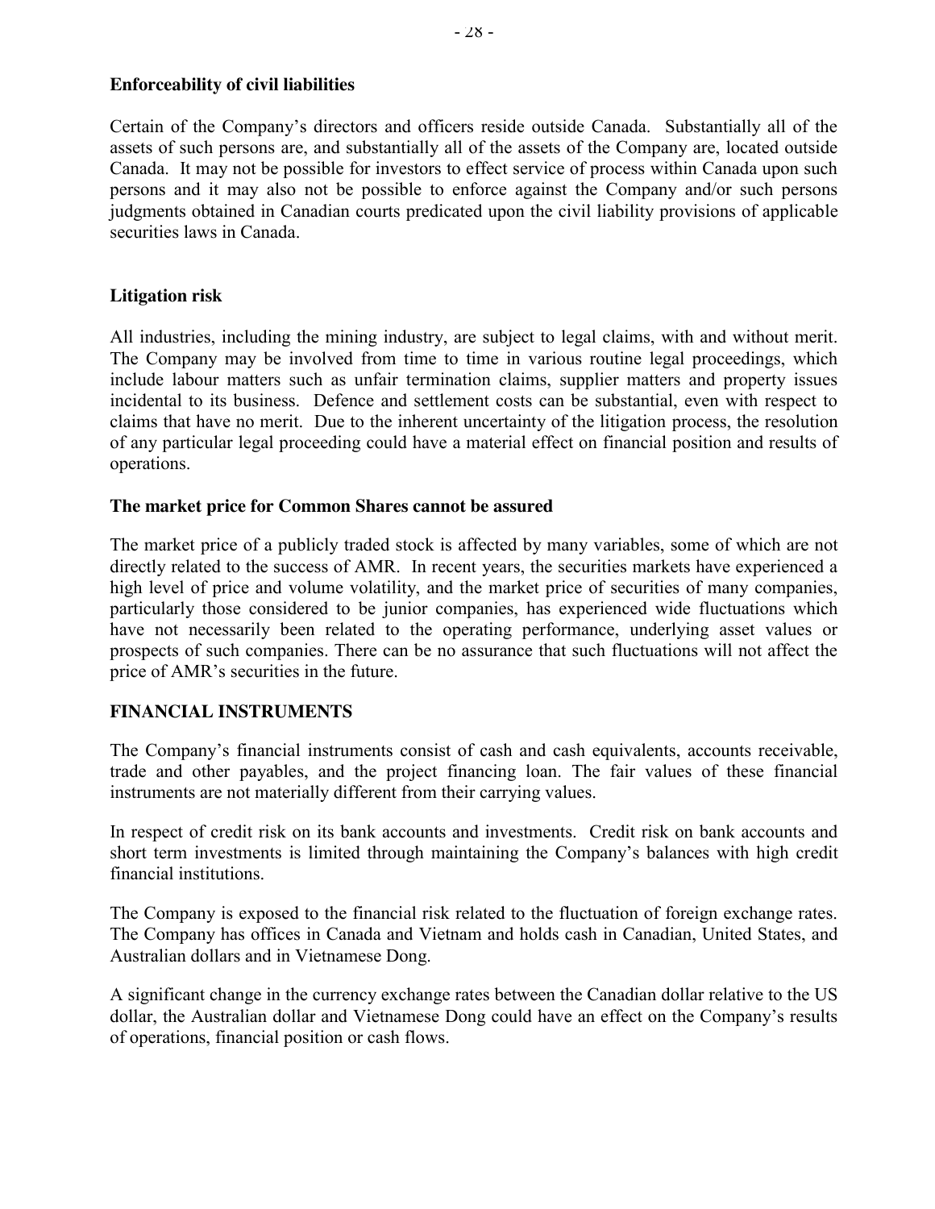**Enforceability of civil liabilities**

Certain of the Company's directors and officers reside outside Canada. Substantially all of the assets of such persons are, and substantially all of the assets of the Company are, located outside Canada. It may not be possible for investors to effect service of process within Canada upon such persons and it may also not be possible to enforce against the Company and/or such persons judgments obtained in Canadian courts predicated upon the civil liability provisions of applicable securities laws in Canada.

**Litigation risk**

All industries, including the mining industry, are subject to legal claims, with and without merit. The Company may be involved from time to time in various routine legal proceedings, which include labour matters such as unfair termination claims, supplier matters and property issues incidental to its business. Defence and settlement costs can be substantial, even with respect to claims that have no merit. Due to the inherent uncertainty of the litigation process, the resolution of any particular legal proceeding could have a material effect on financial position and results of operations.

**The market price for Common Shares cannot be assured**

The market price of a publicly traded stock is affected by many variables, some of which are not directly related to the success of AMR. In recent years, the securities markets have experienced a high level of price and volume volatility, and the market price of securities of many companies, particularly those considered to be junior companies, has experienced wide fluctuations which have not necessarily been related to the operating performance, underlying asset values or prospects of such companies. There can be no assurance that such fluctuations will not affect the price of AMR's securities in the future.

## FINANCIAL INSTRUMENTS

The Company's financial instruments consist of cash and cash equivalents, accounts receivable, trade and other payables, and the project financing loan. The fair values of these financial instruments are not materially different from their carrying values.

In respect of credit risk on its bank accounts and investments. Credit risk on bank accounts and short term investments is limited through maintaining the Company's balances with high credit financial institutions.

The Company is exposed to the financial risk related to the fluctuation of foreign exchange rates. The Company has offices in Canada and Vietnam and holds cash in Canadian, United States, and Australian dollars and in Vietnamese Dong.

A significant change in the currency exchange rates between the Canadian dollar relative to the US dollar, the Australian dollar and Vietnamese Dong could have an effect on the Company's results of operations, financial position or cash flows.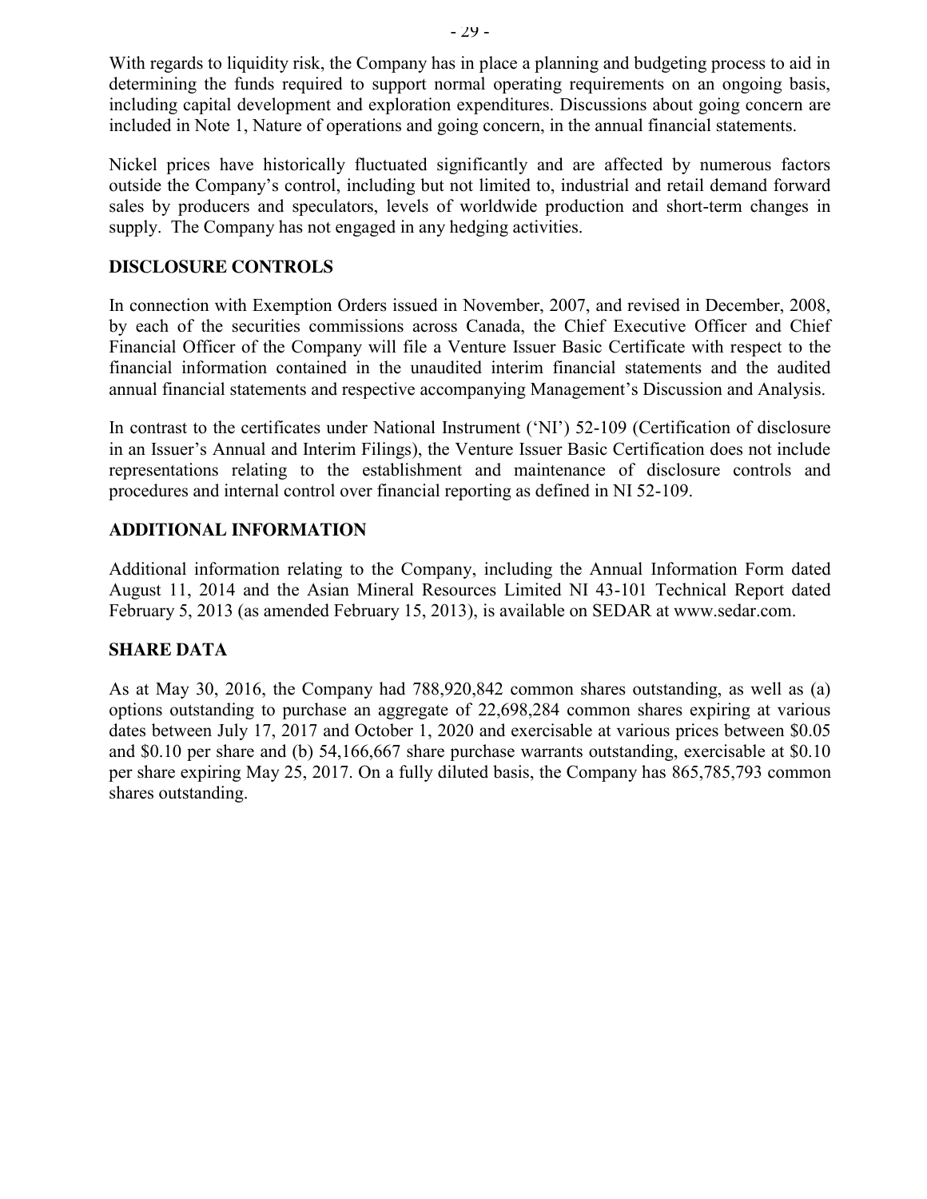With regards to liquidity risk, the Company has in place a planning and budgeting process to aid in determining the funds required to support normal operating requirements on an ongoing basis, including capital development and exploration expenditures. Discussions about going concern are included in Note 1, Nature of operations and going concern, in the annual financial statements.

Nickel prices have historically fluctuated significantly and are affected by numerous factors outside the Company's control, including but not limited to, industrial and retail demand forward sales by producers and speculators, levels of worldwide production and short-term changes in supply. The Company has not engaged in any hedging activities.

## DISCLOSURE CONTROLS

In connection with Exemption Orders issued in November, 2007, and revised in December, 2008, by each of the securities commissions across Canada, the Chief Executive Officer and Chief Financial Officer of the Company will file a Venture Issuer Basic Certificate with respect to the financial information contained in the unaudited interim financial statements and the audited annual financial statements and respective accompanying Management's Discussion and Analysis.

In contrast to the certificates under National Instrument ('NI') 52-109 (Certification of disclosure in an Issuer's Annual and Interim Filings), the Venture Issuer Basic Certification does not include representations relating to the establishment and maintenance of disclosure controls and procedures and internal control over financial reporting as defined in NI 52-109.

## ADDITIONAL INFORMATION

Additional information relating to the Company, including the Annual Information Form dated August 11, 2014 and the Asian Mineral Resources Limited NI 43-101 Technical Report dated February 5, 2013 (as amended February 15, 2013), is available on SEDAR at www.sedar.com.

## SHARE DATA

As at May 30, 2016, the Company had 788,920,842 common shares outstanding, as well as (a) options outstanding to purchase an aggregate of 22,698,284 common shares expiring at various dates between July 17, 2017 and October 1, 2020 and exercisable at various prices between $0.05 and $0.10 per share and (b) 54,166,667 share purchase warrants outstanding, exercisable at $0.10 per share expiring May 25, 2017. On a fully diluted basis, the Company has 865,785,793 common shares outstanding.